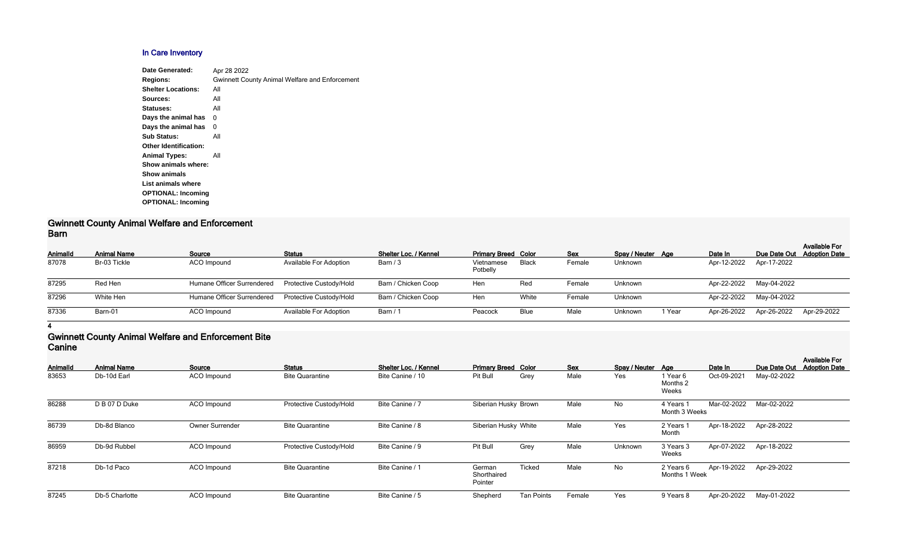## In Care Inventory

| | |
|---|---|
| **Date Generated:** | Apr 28 2022 |
| **Regions:** | Gwinnett County Animal Welfare and Enforcement |
| **Shelter Locations:** | All |
| **Sources:** | All |
| **Statuses:** | All |
| **Days the animal has** | 0 |
| **Days the animal has** | 0 |
| **Sub Status:** | All |
| **Other Identification:** | |
| **Animal Types:** | All |
| **Show animals where:** | |
| **Show animals** | |
| **List animals where** | |
| **OPTIONAL: Incoming** | |
| **OPTIONAL: Incoming** | |

## Gwinnett County Animal Welfare and Enforcement
### Barn

| AnimalId | Animal Name | Source | Status | Shelter Loc. / Kennel | Primary Breed | Color | Sex | Spay / Neuter | Age | Date In | Due Date Out | Available For Adoption Date |
|---|---|---|---|---|---|---|---|---|---|---|---|---|
| 87078 | Br-03 Tickle | ACO Impound | Available For Adoption | Barn / 3 | Vietnamese Potbelly | Black | Female | Unknown | | Apr-12-2022 | Apr-17-2022 | |
| 87295 | Red Hen | Humane Officer Surrendered | Protective Custody/Hold | Barn / Chicken Coop | Hen | Red | Female | Unknown | | Apr-22-2022 | May-04-2022 | |
| 87296 | White Hen | Humane Officer Surrendered | Protective Custody/Hold | Barn / Chicken Coop | Hen | White | Female | Unknown | | Apr-22-2022 | May-04-2022 | |
| 87336 | Barn-01 | ACO Impound | Available For Adoption | Barn / 1 | Peacock | Blue | Male | Unknown | 1 Year | Apr-26-2022 | Apr-26-2022 | Apr-29-2022 |

**4**

## Gwinnett County Animal Welfare and Enforcement Bite
### Canine

| AnimalId | Animal Name | Source | Status | Shelter Loc. / Kennel | Primary Breed | Color | Sex | Spay / Neuter | Age | Date In | Due Date Out | Available For Adoption Date |
|---|---|---|---|---|---|---|---|---|---|---|---|---|
| 83653 | Db-10d Earl | ACO Impound | Bite Quarantine | Bite Canine / 10 | Pit Bull | Grey | Male | Yes | 1 Year 6 Months 2 Weeks | Oct-09-2021 | May-02-2022 | |
| 86288 | D B 07 D Duke | ACO Impound | Protective Custody/Hold | Bite Canine / 7 | Siberian Husky | Brown | Male | No | 4 Years 1 Month 3 Weeks | Mar-02-2022 | Mar-02-2022 | |
| 86739 | Db-8d Blanco | Owner Surrender | Bite Quarantine | Bite Canine / 8 | Siberian Husky | White | Male | Yes | 2 Years 1 Month | Apr-18-2022 | Apr-28-2022 | |
| 86959 | Db-9d Rubbel | ACO Impound | Protective Custody/Hold | Bite Canine / 9 | Pit Bull | Grey | Male | Unknown | 3 Years 3 Weeks | Apr-07-2022 | Apr-18-2022 | |
| 87218 | Db-1d Paco | ACO Impound | Bite Quarantine | Bite Canine / 1 | German Shorthaired Pointer | Ticked | Male | No | 2 Years 6 Months 1 Week | Apr-19-2022 | Apr-29-2022 | |
| 87245 | Db-5 Charlotte | ACO Impound | Bite Quarantine | Bite Canine / 5 | Shepherd | Tan Points | Female | Yes | 9 Years 8 | Apr-20-2022 | May-01-2022 | |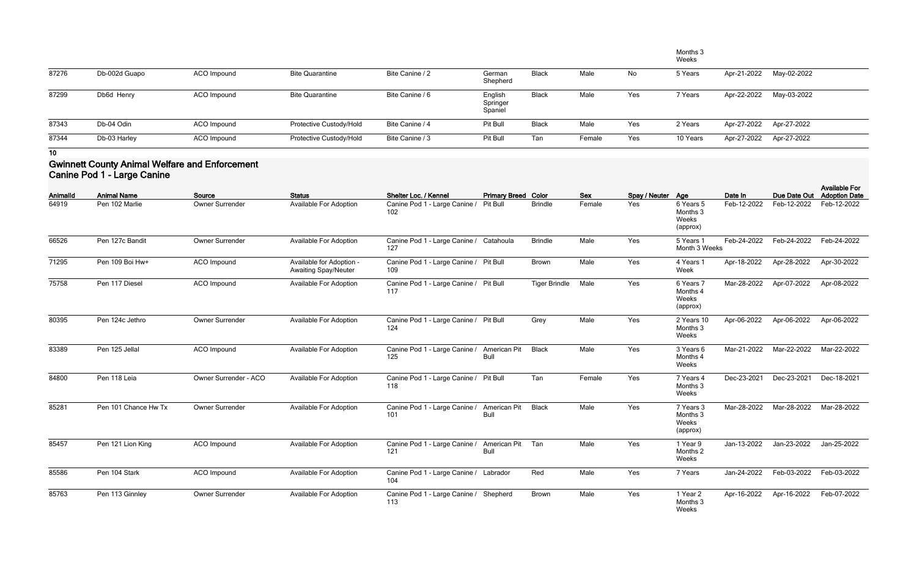| | | | | | | | | | Months 3 Weeks | | | |
|---|---|---|---|---|---|---|---|---|---|---|---|---|
| 87276 | Db-002d Guapo | ACO Impound | Bite Quarantine | Bite Canine / 2 | German Shepherd | Black | Male | No | 5 Years | Apr-21-2022 | May-02-2022 | |
| 87299 | Db6d Henry | ACO Impound | Bite Quarantine | Bite Canine / 6 | English Springer Spaniel | Black | Male | Yes | 7 Years | Apr-22-2022 | May-03-2022 | |
| 87343 | Db-04 Odin | ACO Impound | Protective Custody/Hold | Bite Canine / 4 | Pit Bull | Black | Male | Yes | 2 Years | Apr-27-2022 | Apr-27-2022 | |
| 87344 | Db-03 Harley | ACO Impound | Protective Custody/Hold | Bite Canine / 3 | Pit Bull | Tan | Female | Yes | 10 Years | Apr-27-2022 | Apr-27-2022 | |

10

## Gwinnett County Animal Welfare and Enforcement
## Canine Pod 1 - Large Canine

| AnimalId | Animal Name | Source | Status | Shelter Loc. / Kennel | Primary Breed | Color | Sex | Spay / Neuter | Age | Date In | Due Date Out | Available For Adoption Date |
|---|---|---|---|---|---|---|---|---|---|---|---|---|
| 64919 | Pen 102 Marlie | Owner Surrender | Available For Adoption | Canine Pod 1 - Large Canine / 102 | Pit Bull | Brindle | Female | Yes | 6 Years 5 Months 3 Weeks (approx) | Feb-12-2022 | Feb-12-2022 | Feb-12-2022 |
| 66526 | Pen 127c Bandit | Owner Surrender | Available For Adoption | Canine Pod 1 - Large Canine / 127 | Catahoula | Brindle | Male | Yes | 5 Years 1 Month 3 Weeks | Feb-24-2022 | Feb-24-2022 | Feb-24-2022 |
| 71295 | Pen 109 Boi Hw+ | ACO Impound | Available for Adoption - Awaiting Spay/Neuter | Canine Pod 1 - Large Canine / 109 | Pit Bull | Brown | Male | Yes | 4 Years 1 Week | Apr-18-2022 | Apr-28-2022 | Apr-30-2022 |
| 75758 | Pen 117 Diesel | ACO Impound | Available For Adoption | Canine Pod 1 - Large Canine / 117 | Pit Bull | Tiger Brindle | Male | Yes | 6 Years 7 Months 4 Weeks (approx) | Mar-28-2022 | Apr-07-2022 | Apr-08-2022 |
| 80395 | Pen 124c Jethro | Owner Surrender | Available For Adoption | Canine Pod 1 - Large Canine / 124 | Pit Bull | Grey | Male | Yes | 2 Years 10 Months 3 Weeks | Apr-06-2022 | Apr-06-2022 | Apr-06-2022 |
| 83389 | Pen 125 Jellal | ACO Impound | Available For Adoption | Canine Pod 1 - Large Canine / 125 | American Pit Bull | Black | Male | Yes | 3 Years 6 Months 4 Weeks | Mar-21-2022 | Mar-22-2022 | Mar-22-2022 |
| 84800 | Pen 118 Leia | Owner Surrender - ACO | Available For Adoption | Canine Pod 1 - Large Canine / 118 | Pit Bull | Tan | Female | Yes | 7 Years 4 Months 3 Weeks | Dec-23-2021 | Dec-23-2021 | Dec-18-2021 |
| 85281 | Pen 101 Chance Hw Tx | Owner Surrender | Available For Adoption | Canine Pod 1 - Large Canine / 101 | American Pit Bull | Black | Male | Yes | 7 Years 3 Months 3 Weeks (approx) | Mar-28-2022 | Mar-28-2022 | Mar-28-2022 |
| 85457 | Pen 121 Lion King | ACO Impound | Available For Adoption | Canine Pod 1 - Large Canine / 121 | American Pit Bull | Tan | Male | Yes | 1 Year 9 Months 2 Weeks | Jan-13-2022 | Jan-23-2022 | Jan-25-2022 |
| 85586 | Pen 104 Stark | ACO Impound | Available For Adoption | Canine Pod 1 - Large Canine / 104 | Labrador | Red | Male | Yes | 7 Years | Jan-24-2022 | Feb-03-2022 | Feb-03-2022 |
| 85763 | Pen 113 Ginnley | Owner Surrender | Available For Adoption | Canine Pod 1 - Large Canine / 113 | Shepherd | Brown | Male | Yes | 1 Year 2 Months 3 Weeks | Apr-16-2022 | Apr-16-2022 | Feb-07-2022 |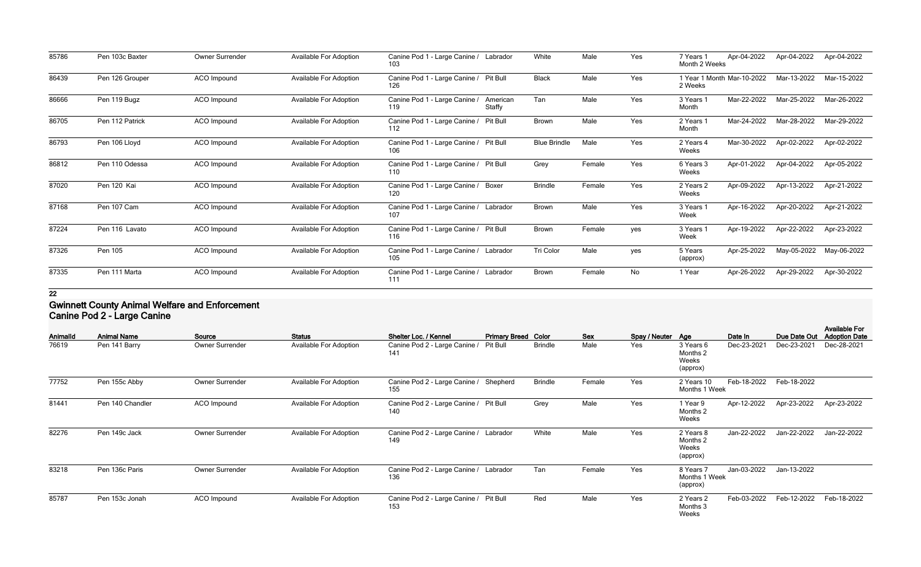| AnimalId | Animal Name | Source | Status | Shelter Loc. / Kennel | Primary Breed | Color | Sex | Spay / Neuter | Age | Date In | Due Date Out | Available For Adoption Date |
|---|---|---|---|---|---|---|---|---|---|---|---|---|
| 85786 | Pen 103c Baxter | Owner Surrender | Available For Adoption | Canine Pod 1 - Large Canine / 103 | Labrador | White | Male | Yes | 7 Years 1 Month 2 Weeks | Apr-04-2022 | Apr-04-2022 | Apr-04-2022 |
| 86439 | Pen 126 Grouper | ACO Impound | Available For Adoption | Canine Pod 1 - Large Canine / 126 | Pit Bull | Black | Male | Yes | 1 Year 1 Month 2 Weeks | Mar-10-2022 | Mar-13-2022 | Mar-15-2022 |
| 86666 | Pen 119 Bugz | ACO Impound | Available For Adoption | Canine Pod 1 - Large Canine / 119 | American Staffy | Tan | Male | Yes | 3 Years 1 Month | Mar-22-2022 | Mar-25-2022 | Mar-26-2022 |
| 86705 | Pen 112 Patrick | ACO Impound | Available For Adoption | Canine Pod 1 - Large Canine / 112 | Pit Bull | Brown | Male | Yes | 2 Years 1 Month | Mar-24-2022 | Mar-28-2022 | Mar-29-2022 |
| 86793 | Pen 106 Lloyd | ACO Impound | Available For Adoption | Canine Pod 1 - Large Canine / 106 | Pit Bull | Blue Brindle | Male | Yes | 2 Years 4 Weeks | Mar-30-2022 | Apr-02-2022 | Apr-02-2022 |
| 86812 | Pen 110 Odessa | ACO Impound | Available For Adoption | Canine Pod 1 - Large Canine / 110 | Pit Bull | Grey | Female | Yes | 6 Years 3 Weeks | Apr-01-2022 | Apr-04-2022 | Apr-05-2022 |
| 87020 | Pen 120 Kai | ACO Impound | Available For Adoption | Canine Pod 1 - Large Canine / 120 | Boxer | Brindle | Female | Yes | 2 Years 2 Weeks | Apr-09-2022 | Apr-13-2022 | Apr-21-2022 |
| 87168 | Pen 107 Cam | ACO Impound | Available For Adoption | Canine Pod 1 - Large Canine / 107 | Labrador | Brown | Male | Yes | 3 Years 1 Week | Apr-16-2022 | Apr-20-2022 | Apr-21-2022 |
| 87224 | Pen 116 Lavato | ACO Impound | Available For Adoption | Canine Pod 1 - Large Canine / 116 | Pit Bull | Brown | Female | yes | 3 Years 1 Week | Apr-19-2022 | Apr-22-2022 | Apr-23-2022 |
| 87326 | Pen 105 | ACO Impound | Available For Adoption | Canine Pod 1 - Large Canine / 105 | Labrador | Tri Color | Male | yes | 5 Years (approx) | Apr-25-2022 | May-05-2022 | May-06-2022 |
| 87335 | Pen 111 Marta | ACO Impound | Available For Adoption | Canine Pod 1 - Large Canine / 111 | Labrador | Brown | Female | No | 1 Year | Apr-26-2022 | Apr-29-2022 | Apr-30-2022 |

**22**

## Gwinnett County Animal Welfare and Enforcement
## Canine Pod 2 - Large Canine

| AnimalId | Animal Name | Source | Status | Shelter Loc. / Kennel | Primary Breed | Color | Sex | Spay / Neuter | Age | Date In | Due Date Out | Available For Adoption Date |
|---|---|---|---|---|---|---|---|---|---|---|---|---|
| 76619 | Pen 141 Barry | Owner Surrender | Available For Adoption | Canine Pod 2 - Large Canine / 141 | Pit Bull | Brindle | Male | Yes | 3 Years 6 Months 2 Weeks (approx) | Dec-23-2021 | Dec-23-2021 | Dec-28-2021 |
| 77752 | Pen 155c Abby | Owner Surrender | Available For Adoption | Canine Pod 2 - Large Canine / 155 | Shepherd | Brindle | Female | Yes | 2 Years 10 Months 1 Week | Feb-18-2022 | Feb-18-2022 | |
| 81441 | Pen 140 Chandler | ACO Impound | Available For Adoption | Canine Pod 2 - Large Canine / 140 | Pit Bull | Grey | Male | Yes | 1 Year 9 Months 2 Weeks | Apr-12-2022 | Apr-23-2022 | Apr-23-2022 |
| 82276 | Pen 149c Jack | Owner Surrender | Available For Adoption | Canine Pod 2 - Large Canine / 149 | Labrador | White | Male | Yes | 2 Years 8 Months 2 Weeks (approx) | Jan-22-2022 | Jan-22-2022 | Jan-22-2022 |
| 83218 | Pen 136c Paris | Owner Surrender | Available For Adoption | Canine Pod 2 - Large Canine / 136 | Labrador | Tan | Female | Yes | 8 Years 7 Months 1 Week (approx) | Jan-03-2022 | Jan-13-2022 | |
| 85787 | Pen 153c Jonah | ACO Impound | Available For Adoption | Canine Pod 2 - Large Canine / 153 | Pit Bull | Red | Male | Yes | 2 Years 2 Months 3 Weeks | Feb-03-2022 | Feb-12-2022 | Feb-18-2022 |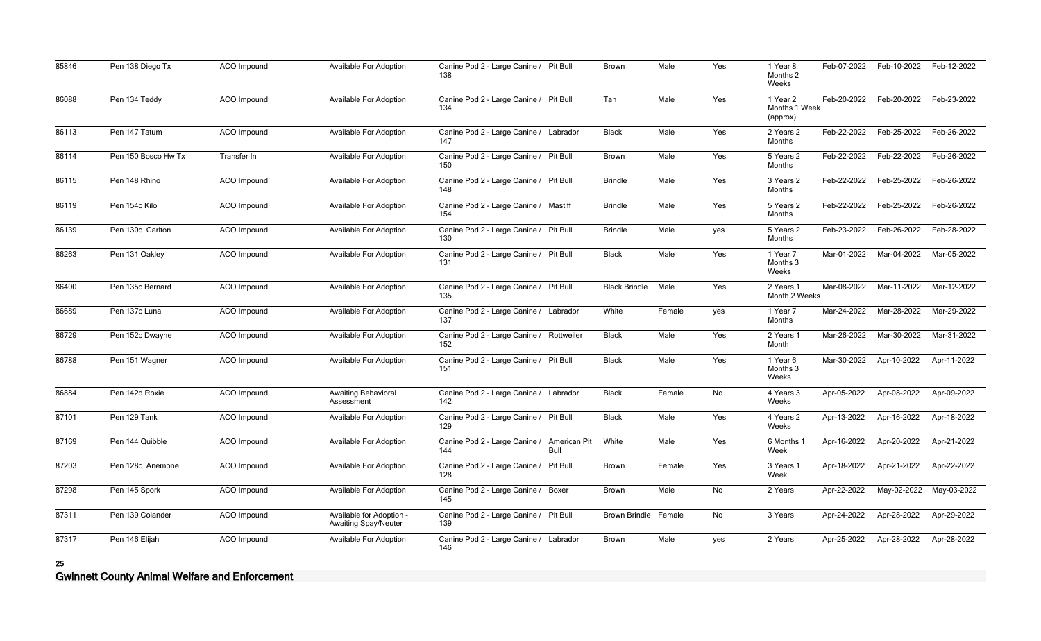| 85846 | Pen 138 Diego Tx | ACO Impound | Available For Adoption | Canine Pod 2 - Large Canine / 138 | Pit Bull | Brown | Male | Yes | 1 Year 8 Months 2 Weeks | Feb-07-2022 | Feb-10-2022 | Feb-12-2022 |
|---|---|---|---|---|---|---|---|---|---|---|---|---|
| 86088 | Pen 134 Teddy | ACO Impound | Available For Adoption | Canine Pod 2 - Large Canine / 134 | Pit Bull | Tan | Male | Yes | 1 Year 2 Months 1 Week (approx) | Feb-20-2022 | Feb-20-2022 | Feb-23-2022 |
| 86113 | Pen 147 Tatum | ACO Impound | Available For Adoption | Canine Pod 2 - Large Canine / 147 | Labrador | Black | Male | Yes | 2 Years 2 Months | Feb-22-2022 | Feb-25-2022 | Feb-26-2022 |
| 86114 | Pen 150 Bosco Hw Tx | Transfer In | Available For Adoption | Canine Pod 2 - Large Canine / 150 | Pit Bull | Brown | Male | Yes | 5 Years 2 Months | Feb-22-2022 | Feb-22-2022 | Feb-26-2022 |
| 86115 | Pen 148 Rhino | ACO Impound | Available For Adoption | Canine Pod 2 - Large Canine / 148 | Pit Bull | Brindle | Male | Yes | 3 Years 2 Months | Feb-22-2022 | Feb-25-2022 | Feb-26-2022 |
| 86119 | Pen 154c Kilo | ACO Impound | Available For Adoption | Canine Pod 2 - Large Canine / 154 | Mastiff | Brindle | Male | Yes | 5 Years 2 Months | Feb-22-2022 | Feb-25-2022 | Feb-26-2022 |
| 86139 | Pen 130c Carlton | ACO Impound | Available For Adoption | Canine Pod 2 - Large Canine / 130 | Pit Bull | Brindle | Male | yes | 5 Years 2 Months | Feb-23-2022 | Feb-26-2022 | Feb-28-2022 |
| 86263 | Pen 131 Oakley | ACO Impound | Available For Adoption | Canine Pod 2 - Large Canine / 131 | Pit Bull | Black | Male | Yes | 1 Year 7 Months 3 Weeks | Mar-01-2022 | Mar-04-2022 | Mar-05-2022 |
| 86400 | Pen 135c Bernard | ACO Impound | Available For Adoption | Canine Pod 2 - Large Canine / 135 | Pit Bull | Black Brindle | Male | Yes | 2 Years 1 Month 2 Weeks | Mar-08-2022 | Mar-11-2022 | Mar-12-2022 |
| 86689 | Pen 137c Luna | ACO Impound | Available For Adoption | Canine Pod 2 - Large Canine / 137 | Labrador | White | Female | yes | 1 Year 7 Months | Mar-24-2022 | Mar-28-2022 | Mar-29-2022 |
| 86729 | Pen 152c Dwayne | ACO Impound | Available For Adoption | Canine Pod 2 - Large Canine / 152 | Rottweiler | Black | Male | Yes | 2 Years 1 Month | Mar-26-2022 | Mar-30-2022 | Mar-31-2022 |
| 86788 | Pen 151 Wagner | ACO Impound | Available For Adoption | Canine Pod 2 - Large Canine / 151 | Pit Bull | Black | Male | Yes | 1 Year 6 Months 3 Weeks | Mar-30-2022 | Apr-10-2022 | Apr-11-2022 |
| 86884 | Pen 142d Roxie | ACO Impound | Awaiting Behavioral Assessment | Canine Pod 2 - Large Canine / 142 | Labrador | Black | Female | No | 4 Years 3 Weeks | Apr-05-2022 | Apr-08-2022 | Apr-09-2022 |
| 87101 | Pen 129 Tank | ACO Impound | Available For Adoption | Canine Pod 2 - Large Canine / 129 | Pit Bull | Black | Male | Yes | 4 Years 2 Weeks | Apr-13-2022 | Apr-16-2022 | Apr-18-2022 |
| 87169 | Pen 144 Quibble | ACO Impound | Available For Adoption | Canine Pod 2 - Large Canine / 144 | American Pit Bull | White | Male | Yes | 6 Months 1 Week | Apr-16-2022 | Apr-20-2022 | Apr-21-2022 |
| 87203 | Pen 128c Anemone | ACO Impound | Available For Adoption | Canine Pod 2 - Large Canine / 128 | Pit Bull | Brown | Female | Yes | 3 Years 1 Week | Apr-18-2022 | Apr-21-2022 | Apr-22-2022 |
| 87298 | Pen 145 Spork | ACO Impound | Available For Adoption | Canine Pod 2 - Large Canine / 145 | Boxer | Brown | Male | No | 2 Years | Apr-22-2022 | May-02-2022 | May-03-2022 |
| 87311 | Pen 139 Colander | ACO Impound | Available for Adoption - Awaiting Spay/Neuter | Canine Pod 2 - Large Canine / 139 | Pit Bull | Brown Brindle | Female | No | 3 Years | Apr-24-2022 | Apr-28-2022 | Apr-29-2022 |
| 87317 | Pen 146 Elijah | ACO Impound | Available For Adoption | Canine Pod 2 - Large Canine / 146 | Labrador | Brown | Male | yes | 2 Years | Apr-25-2022 | Apr-28-2022 | Apr-28-2022 |

**Gwinnett County Animal Welfare and Enforcement**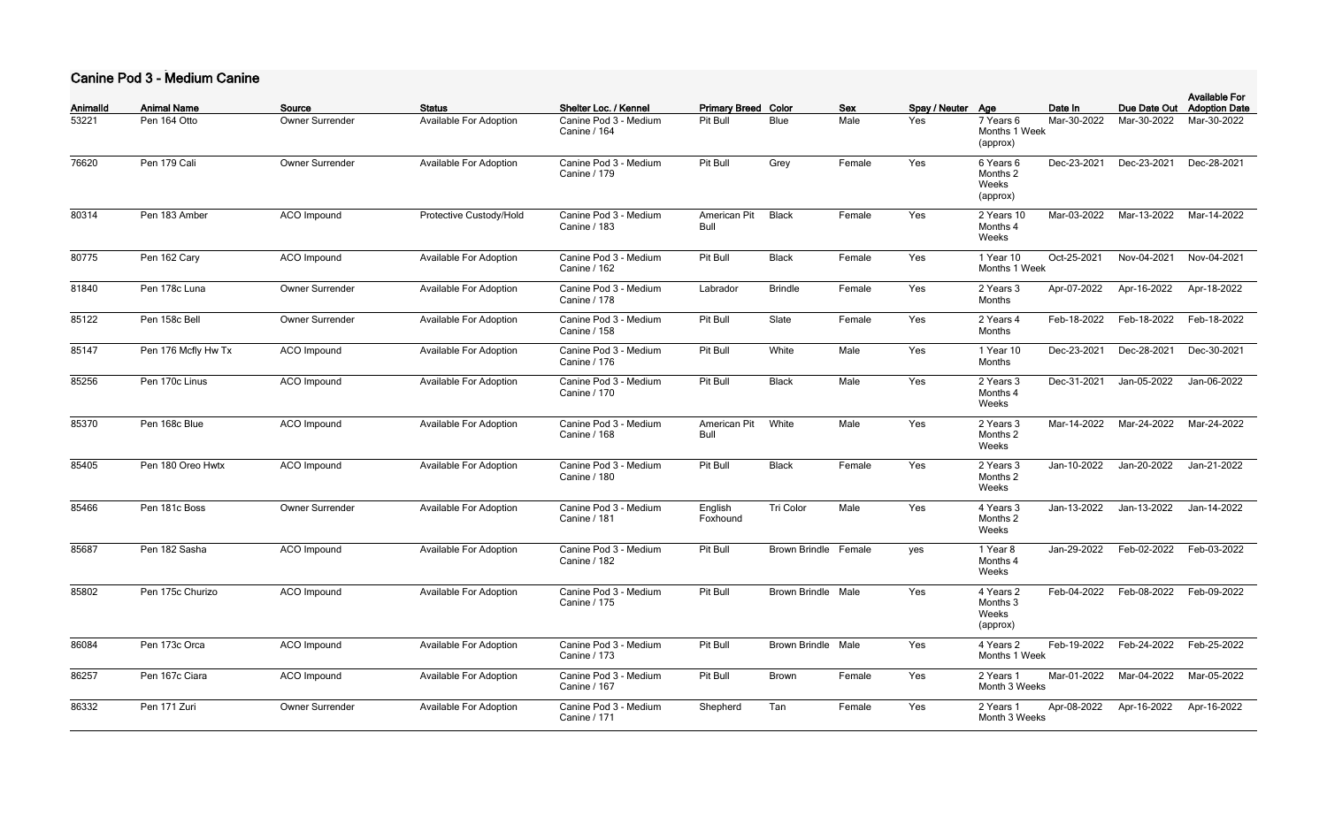## Canine Pod 3 - Medium Canine

| AnimalId | Animal Name | Source | Status | Shelter Loc. / Kennel | Primary Breed | Color | Sex | Spay / Neuter | Age | Date In | Due Date Out | Available For Adoption Date |
|---|---|---|---|---|---|---|---|---|---|---|---|---|
| 53221 | Pen 164 Otto | Owner Surrender | Available For Adoption | Canine Pod 3 - Medium Canine / 164 | Pit Bull | Blue | Male | Yes | 7 Years 6 Months 1 Week (approx) | Mar-30-2022 | Mar-30-2022 | Mar-30-2022 |
| 76620 | Pen 179 Cali | Owner Surrender | Available For Adoption | Canine Pod 3 - Medium Canine / 179 | Pit Bull | Grey | Female | Yes | 6 Years 6 Months 2 Weeks (approx) | Dec-23-2021 | Dec-23-2021 | Dec-28-2021 |
| 80314 | Pen 183 Amber | ACO Impound | Protective Custody/Hold | Canine Pod 3 - Medium Canine / 183 | American Pit Bull | Black | Female | Yes | 2 Years 10 Months 4 Weeks | Mar-03-2022 | Mar-13-2022 | Mar-14-2022 |
| 80775 | Pen 162 Cary | ACO Impound | Available For Adoption | Canine Pod 3 - Medium Canine / 162 | Pit Bull | Black | Female | Yes | 1 Year 10 Months 1 Week | Oct-25-2021 | Nov-04-2021 | Nov-04-2021 |
| 81840 | Pen 178c Luna | Owner Surrender | Available For Adoption | Canine Pod 3 - Medium Canine / 178 | Labrador | Brindle | Female | Yes | 2 Years 3 Months | Apr-07-2022 | Apr-16-2022 | Apr-18-2022 |
| 85122 | Pen 158c Bell | Owner Surrender | Available For Adoption | Canine Pod 3 - Medium Canine / 158 | Pit Bull | Slate | Female | Yes | 2 Years 4 Months | Feb-18-2022 | Feb-18-2022 | Feb-18-2022 |
| 85147 | Pen 176 Mcfly Hw Tx | ACO Impound | Available For Adoption | Canine Pod 3 - Medium Canine / 176 | Pit Bull | White | Male | Yes | 1 Year 10 Months | Dec-23-2021 | Dec-28-2021 | Dec-30-2021 |
| 85256 | Pen 170c Linus | ACO Impound | Available For Adoption | Canine Pod 3 - Medium Canine / 170 | Pit Bull | Black | Male | Yes | 2 Years 3 Months 4 Weeks | Dec-31-2021 | Jan-05-2022 | Jan-06-2022 |
| 85370 | Pen 168c Blue | ACO Impound | Available For Adoption | Canine Pod 3 - Medium Canine / 168 | American Pit Bull | White | Male | Yes | 2 Years 3 Months 2 Weeks | Mar-14-2022 | Mar-24-2022 | Mar-24-2022 |
| 85405 | Pen 180 Oreo Hwtx | ACO Impound | Available For Adoption | Canine Pod 3 - Medium Canine / 180 | Pit Bull | Black | Female | Yes | 2 Years 3 Months 2 Weeks | Jan-10-2022 | Jan-20-2022 | Jan-21-2022 |
| 85466 | Pen 181c Boss | Owner Surrender | Available For Adoption | Canine Pod 3 - Medium Canine / 181 | English Foxhound | Tri Color | Male | Yes | 4 Years 3 Months 2 Weeks | Jan-13-2022 | Jan-13-2022 | Jan-14-2022 |
| 85687 | Pen 182 Sasha | ACO Impound | Available For Adoption | Canine Pod 3 - Medium Canine / 182 | Pit Bull | Brown Brindle | Female | yes | 1 Year 8 Months 4 Weeks | Jan-29-2022 | Feb-02-2022 | Feb-03-2022 |
| 85802 | Pen 175c Churizo | ACO Impound | Available For Adoption | Canine Pod 3 - Medium Canine / 175 | Pit Bull | Brown Brindle | Male | Yes | 4 Years 2 Months 3 Weeks (approx) | Feb-04-2022 | Feb-08-2022 | Feb-09-2022 |
| 86084 | Pen 173c Orca | ACO Impound | Available For Adoption | Canine Pod 3 - Medium Canine / 173 | Pit Bull | Brown Brindle | Male | Yes | 4 Years 2 Months 1 Week | Feb-19-2022 | Feb-24-2022 | Feb-25-2022 |
| 86257 | Pen 167c Ciara | ACO Impound | Available For Adoption | Canine Pod 3 - Medium Canine / 167 | Pit Bull | Brown | Female | Yes | 2 Years 1 Month 3 Weeks | Mar-01-2022 | Mar-04-2022 | Mar-05-2022 |
| 86332 | Pen 171 Zuri | Owner Surrender | Available For Adoption | Canine Pod 3 - Medium Canine / 171 | Shepherd | Tan | Female | Yes | 2 Years 1 Month 3 Weeks | Apr-08-2022 | Apr-16-2022 | Apr-16-2022 |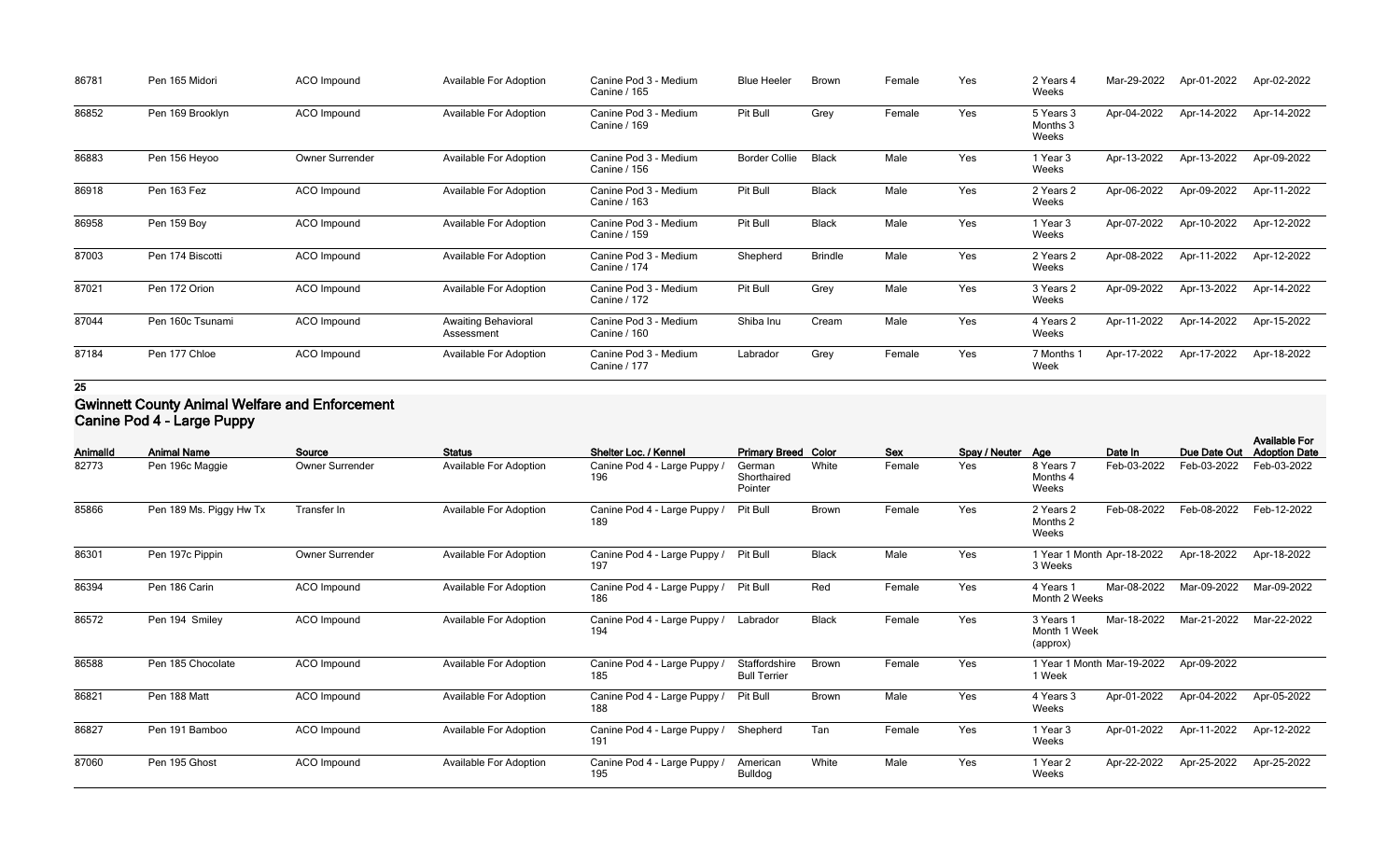| AnimalId | Animal Name | Source | Status | Shelter Loc. / Kennel | Primary Breed | Color | Sex | Spay / Neuter | Age | Date In | Due Date Out | Available For Adoption Date |
|---|---|---|---|---|---|---|---|---|---|---|---|---|
| 86781 | Pen 165 Midori | ACO Impound | Available For Adoption | Canine Pod 3 - Medium Canine / 165 | Blue Heeler | Brown | Female | Yes | 2 Years 4 Weeks | Mar-29-2022 | Apr-01-2022 | Apr-02-2022 |
| 86852 | Pen 169 Brooklyn | ACO Impound | Available For Adoption | Canine Pod 3 - Medium Canine / 169 | Pit Bull | Grey | Female | Yes | 5 Years 3 Months 3 Weeks | Apr-04-2022 | Apr-14-2022 | Apr-14-2022 |
| 86883 | Pen 156 Heyoo | Owner Surrender | Available For Adoption | Canine Pod 3 - Medium Canine / 156 | Border Collie | Black | Male | Yes | 1 Year 3 Weeks | Apr-13-2022 | Apr-13-2022 | Apr-09-2022 |
| 86918 | Pen 163 Fez | ACO Impound | Available For Adoption | Canine Pod 3 - Medium Canine / 163 | Pit Bull | Black | Male | Yes | 2 Years 2 Weeks | Apr-06-2022 | Apr-09-2022 | Apr-11-2022 |
| 86958 | Pen 159 Boy | ACO Impound | Available For Adoption | Canine Pod 3 - Medium Canine / 159 | Pit Bull | Black | Male | Yes | 1 Year 3 Weeks | Apr-07-2022 | Apr-10-2022 | Apr-12-2022 |
| 87003 | Pen 174 Biscotti | ACO Impound | Available For Adoption | Canine Pod 3 - Medium Canine / 174 | Shepherd | Brindle | Male | Yes | 2 Years 2 Weeks | Apr-08-2022 | Apr-11-2022 | Apr-12-2022 |
| 87021 | Pen 172 Orion | ACO Impound | Available For Adoption | Canine Pod 3 - Medium Canine / 172 | Pit Bull | Grey | Male | Yes | 3 Years 2 Weeks | Apr-09-2022 | Apr-13-2022 | Apr-14-2022 |
| 87044 | Pen 160c Tsunami | ACO Impound | Awaiting Behavioral Assessment | Canine Pod 3 - Medium Canine / 160 | Shiba Inu | Cream | Male | Yes | 4 Years 2 Weeks | Apr-11-2022 | Apr-14-2022 | Apr-15-2022 |
| 87184 | Pen 177 Chloe | ACO Impound | Available For Adoption | Canine Pod 3 - Medium Canine / 177 | Labrador | Grey | Female | Yes | 7 Months 1 Week | Apr-17-2022 | Apr-17-2022 | Apr-18-2022 |

**25**

## Gwinnett County Animal Welfare and Enforcement
## Canine Pod 4 - Large Puppy

| AnimalId | Animal Name | Source | Status | Shelter Loc. / Kennel | Primary Breed | Color | Sex | Spay / Neuter | Age | Date In | Due Date Out | Available For Adoption Date |
|---|---|---|---|---|---|---|---|---|---|---|---|---|
| 82773 | Pen 196c Maggie | Owner Surrender | Available For Adoption | Canine Pod 4 - Large Puppy / 196 | German Shorthaired Pointer | White | Female | Yes | 8 Years 7 Months 4 Weeks | Feb-03-2022 | Feb-03-2022 | Feb-03-2022 |
| 85866 | Pen 189 Ms. Piggy Hw Tx | Transfer In | Available For Adoption | Canine Pod 4 - Large Puppy / 189 | Pit Bull | Brown | Female | Yes | 2 Years 2 Months 2 Weeks | Feb-08-2022 | Feb-08-2022 | Feb-12-2022 |
| 86301 | Pen 197c Pippin | Owner Surrender | Available For Adoption | Canine Pod 4 - Large Puppy / 197 | Pit Bull | Black | Male | Yes | 1 Year 1 Month 3 Weeks | Apr-18-2022 | Apr-18-2022 | Apr-18-2022 |
| 86394 | Pen 186 Carin | ACO Impound | Available For Adoption | Canine Pod 4 - Large Puppy / 186 | Pit Bull | Red | Female | Yes | 4 Years 1 Month 2 Weeks | Mar-08-2022 | Mar-09-2022 | Mar-09-2022 |
| 86572 | Pen 194 Smiley | ACO Impound | Available For Adoption | Canine Pod 4 - Large Puppy / 194 | Labrador | Black | Female | Yes | 3 Years 1 Month 1 Week (approx) | Mar-18-2022 | Mar-21-2022 | Mar-22-2022 |
| 86588 | Pen 185 Chocolate | ACO Impound | Available For Adoption | Canine Pod 4 - Large Puppy / 185 | Staffordshire Bull Terrier | Brown | Female | Yes | 1 Year 1 Month 1 Week | Mar-19-2022 | Apr-09-2022 | |
| 86821 | Pen 188 Matt | ACO Impound | Available For Adoption | Canine Pod 4 - Large Puppy / 188 | Pit Bull | Brown | Male | Yes | 4 Years 3 Weeks | Apr-01-2022 | Apr-04-2022 | Apr-05-2022 |
| 86827 | Pen 191 Bamboo | ACO Impound | Available For Adoption | Canine Pod 4 - Large Puppy / 191 | Shepherd | Tan | Female | Yes | 1 Year 3 Weeks | Apr-01-2022 | Apr-11-2022 | Apr-12-2022 |
| 87060 | Pen 195 Ghost | ACO Impound | Available For Adoption | Canine Pod 4 - Large Puppy / 195 | American Bulldog | White | Male | Yes | 1 Year 2 Weeks | Apr-22-2022 | Apr-25-2022 | Apr-25-2022 |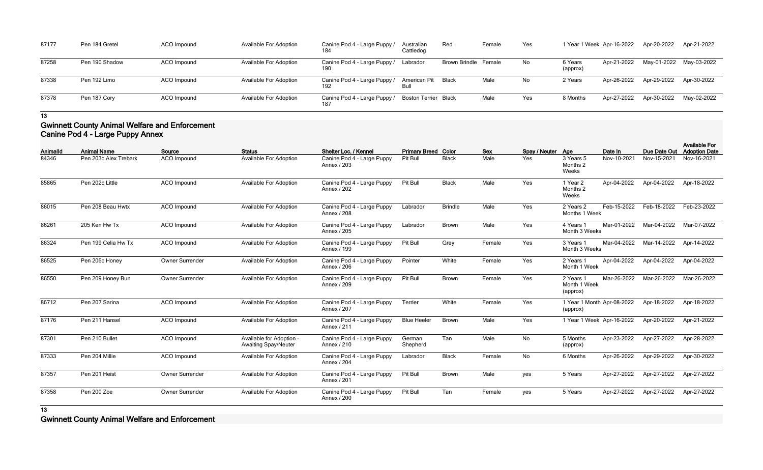| AnimalId | Animal Name | Source | Status | Shelter Loc. / Kennel | Primary Breed | Color | Sex | Spay / Neuter | Age | Date In | Due Date Out | Available For Adoption Date |
|---|---|---|---|---|---|---|---|---|---|---|---|---|
| 87177 | Pen 184 Gretel | ACO Impound | Available For Adoption | Canine Pod 4 - Large Puppy / 184 | Australian Cattledog | Red | Female | Yes | 1 Year 1 Week | Apr-16-2022 | Apr-20-2022 | Apr-21-2022 |
| 87258 | Pen 190 Shadow | ACO Impound | Available For Adoption | Canine Pod 4 - Large Puppy / 190 | Labrador | Brown Brindle | Female | No | 6 Years (approx) | Apr-21-2022 | May-01-2022 | May-03-2022 |
| 87338 | Pen 192 Limo | ACO Impound | Available For Adoption | Canine Pod 4 - Large Puppy / 192 | American Pit Bull | Black | Male | No | 2 Years | Apr-26-2022 | Apr-29-2022 | Apr-30-2022 |
| 87378 | Pen 187 Cory | ACO Impound | Available For Adoption | Canine Pod 4 - Large Puppy / 187 | Boston Terrier | Black | Male | Yes | 8 Months | Apr-27-2022 | Apr-30-2022 | May-02-2022 |

13

## Gwinnett County Animal Welfare and Enforcement
## Canine Pod 4 - Large Puppy Annex

| AnimalId | Animal Name | Source | Status | Shelter Loc. / Kennel | Primary Breed | Color | Sex | Spay / Neuter | Age | Date In | Due Date Out | Available For Adoption Date |
|---|---|---|---|---|---|---|---|---|---|---|---|---|
| 84346 | Pen 203c Alex Trebark | ACO Impound | Available For Adoption | Canine Pod 4 - Large Puppy Annex / 203 | Pit Bull | Black | Male | Yes | 3 Years 5 Months 2 Weeks | Nov-10-2021 | Nov-15-2021 | Nov-16-2021 |
| 85865 | Pen 202c Little | ACO Impound | Available For Adoption | Canine Pod 4 - Large Puppy Annex / 202 | Pit Bull | Black | Male | Yes | 1 Year 2 Months 2 Weeks | Apr-04-2022 | Apr-04-2022 | Apr-18-2022 |
| 86015 | Pen 208 Beau Hwtx | ACO Impound | Available For Adoption | Canine Pod 4 - Large Puppy Annex / 208 | Labrador | Brindle | Male | Yes | 2 Years 2 Months 1 Week | Feb-15-2022 | Feb-18-2022 | Feb-23-2022 |
| 86261 | 205 Ken Hw Tx | ACO Impound | Available For Adoption | Canine Pod 4 - Large Puppy Annex / 205 | Labrador | Brown | Male | Yes | 4 Years 1 Month 3 Weeks | Mar-01-2022 | Mar-04-2022 | Mar-07-2022 |
| 86324 | Pen 199 Celia Hw Tx | ACO Impound | Available For Adoption | Canine Pod 4 - Large Puppy Annex / 199 | Pit Bull | Grey | Female | Yes | 3 Years 1 Month 3 Weeks | Mar-04-2022 | Mar-14-2022 | Apr-14-2022 |
| 86525 | Pen 206c Honey | Owner Surrender | Available For Adoption | Canine Pod 4 - Large Puppy Annex / 206 | Pointer | White | Female | Yes | 2 Years 1 Month 1 Week | Apr-04-2022 | Apr-04-2022 | Apr-04-2022 |
| 86550 | Pen 209 Honey Bun | Owner Surrender | Available For Adoption | Canine Pod 4 - Large Puppy Annex / 209 | Pit Bull | Brown | Female | Yes | 2 Years 1 Month 1 Week (approx) | Mar-26-2022 | Mar-26-2022 | Mar-26-2022 |
| 86712 | Pen 207 Sarina | ACO Impound | Available For Adoption | Canine Pod 4 - Large Puppy Annex / 207 | Terrier | White | Female | Yes | 1 Year 1 Month (approx) | Apr-08-2022 | Apr-18-2022 | Apr-18-2022 |
| 87176 | Pen 211 Hansel | ACO Impound | Available For Adoption | Canine Pod 4 - Large Puppy Annex / 211 | Blue Heeler | Brown | Male | Yes | 1 Year 1 Week | Apr-16-2022 | Apr-20-2022 | Apr-21-2022 |
| 87301 | Pen 210 Bullet | ACO Impound | Available for Adoption - Awaiting Spay/Neuter | Canine Pod 4 - Large Puppy Annex / 210 | German Shepherd | Tan | Male | No | 5 Months (approx) | Apr-23-2022 | Apr-27-2022 | Apr-28-2022 |
| 87333 | Pen 204 Millie | ACO Impound | Available For Adoption | Canine Pod 4 - Large Puppy Annex / 204 | Labrador | Black | Female | No | 6 Months | Apr-26-2022 | Apr-29-2022 | Apr-30-2022 |
| 87357 | Pen 201 Heist | Owner Surrender | Available For Adoption | Canine Pod 4 - Large Puppy Annex / 201 | Pit Bull | Brown | Male | yes | 5 Years | Apr-27-2022 | Apr-27-2022 | Apr-27-2022 |
| 87358 | Pen 200 Zoe | Owner Surrender | Available For Adoption | Canine Pod 4 - Large Puppy Annex / 200 | Pit Bull | Tan | Female | yes | 5 Years | Apr-27-2022 | Apr-27-2022 | Apr-27-2022 |

13

## Gwinnett County Animal Welfare and Enforcement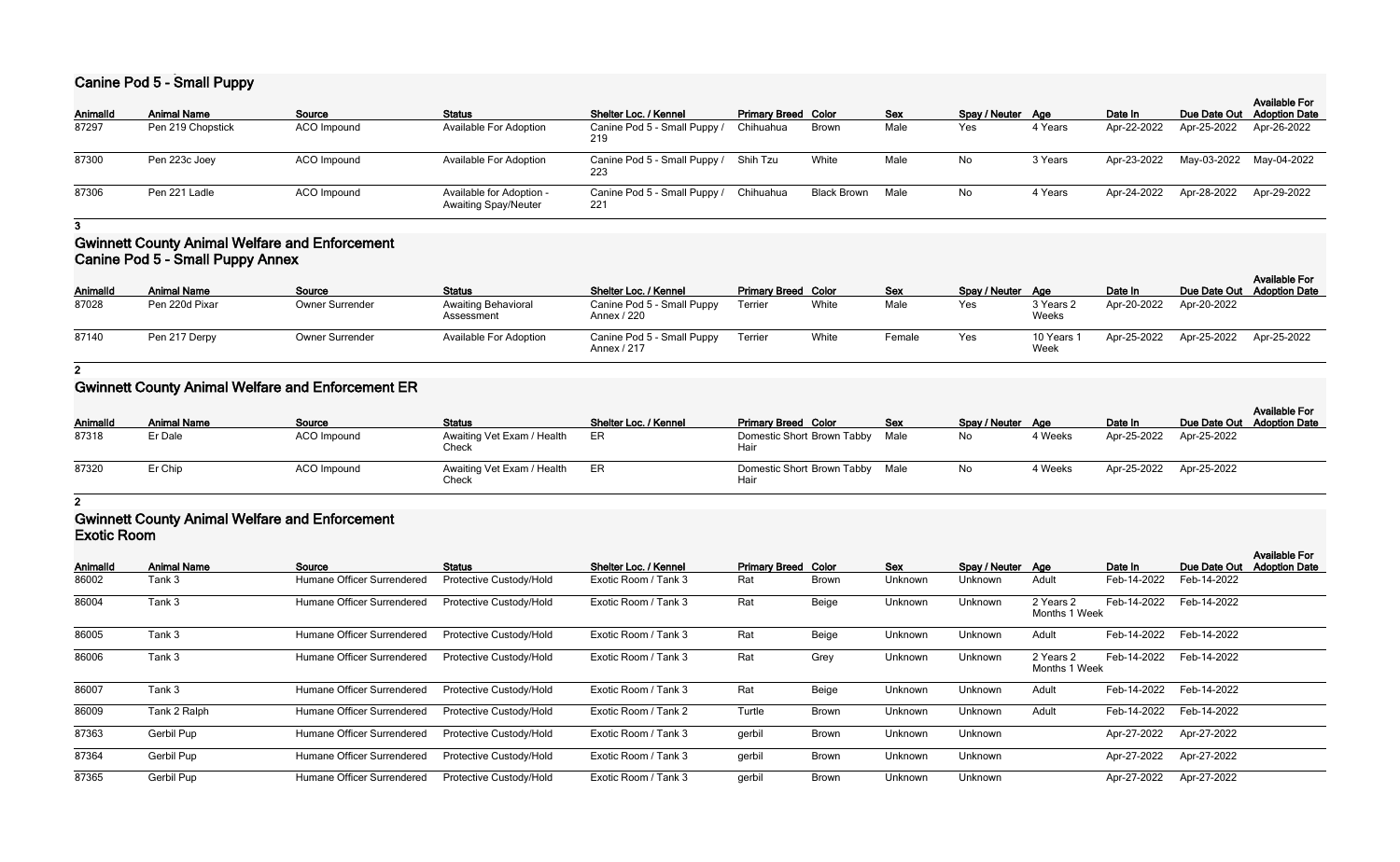## Canine Pod 5 - Small Puppy

| AnimalId | Animal Name | Source | Status | Shelter Loc. / Kennel | Primary Breed | Color | Sex | Spay / Neuter | Age | Date In | Due Date Out | Available For Adoption Date |
|---|---|---|---|---|---|---|---|---|---|---|---|---|
| 87297 | Pen 219 Chopstick | ACO Impound | Available For Adoption | Canine Pod 5 - Small Puppy / 219 | Chihuahua | Brown | Male | Yes | 4 Years | Apr-22-2022 | Apr-25-2022 | Apr-26-2022 |
| 87300 | Pen 223c Joey | ACO Impound | Available For Adoption | Canine Pod 5 - Small Puppy / 223 | Shih Tzu | White | Male | No | 3 Years | Apr-23-2022 | May-03-2022 | May-04-2022 |
| 87306 | Pen 221 Ladle | ACO Impound | Available for Adoption - Awaiting Spay/Neuter | Canine Pod 5 - Small Puppy / 221 | Chihuahua | Black Brown | Male | No | 4 Years | Apr-24-2022 | Apr-28-2022 | Apr-29-2022 |

**3**

## Gwinnett County Animal Welfare and Enforcement
## Canine Pod 5 - Small Puppy Annex

| AnimalId | Animal Name | Source | Status | Shelter Loc. / Kennel | Primary Breed | Color | Sex | Spay / Neuter | Age | Date In | Due Date Out | Available For Adoption Date |
|---|---|---|---|---|---|---|---|---|---|---|---|---|
| 87028 | Pen 220d Pixar | Owner Surrender | Awaiting Behavioral Assessment | Canine Pod 5 - Small Puppy Annex / 220 | Terrier | White | Male | Yes | 3 Years 2 Weeks | Apr-20-2022 | Apr-20-2022 | |
| 87140 | Pen 217 Derpy | Owner Surrender | Available For Adoption | Canine Pod 5 - Small Puppy Annex / 217 | Terrier | White | Female | Yes | 10 Years 1 Week | Apr-25-2022 | Apr-25-2022 | Apr-25-2022 |

**2**

## Gwinnett County Animal Welfare and Enforcement ER

| AnimalId | Animal Name | Source | Status | Shelter Loc. / Kennel | Primary Breed | Color | Sex | Spay / Neuter | Age | Date In | Due Date Out | Available For Adoption Date |
|---|---|---|---|---|---|---|---|---|---|---|---|---|
| 87318 | Er Dale | ACO Impound | Awaiting Vet Exam / Health Check | ER | Domestic Short Hair | Brown Tabby | Male | No | 4 Weeks | Apr-25-2022 | Apr-25-2022 | |
| 87320 | Er Chip | ACO Impound | Awaiting Vet Exam / Health Check | ER | Domestic Short Hair | Brown Tabby | Male | No | 4 Weeks | Apr-25-2022 | Apr-25-2022 | |

**2**

## Gwinnett County Animal Welfare and Enforcement
## Exotic Room

| AnimalId | Animal Name | Source | Status | Shelter Loc. / Kennel | Primary Breed | Color | Sex | Spay / Neuter | Age | Date In | Due Date Out | Available For Adoption Date |
|---|---|---|---|---|---|---|---|---|---|---|---|---|
| 86002 | Tank 3 | Humane Officer Surrendered | Protective Custody/Hold | Exotic Room / Tank 3 | Rat | Brown | Unknown | Unknown | Adult | Feb-14-2022 | Feb-14-2022 | |
| 86004 | Tank 3 | Humane Officer Surrendered | Protective Custody/Hold | Exotic Room / Tank 3 | Rat | Beige | Unknown | Unknown | 2 Years 2 Months 1 Week | Feb-14-2022 | Feb-14-2022 | |
| 86005 | Tank 3 | Humane Officer Surrendered | Protective Custody/Hold | Exotic Room / Tank 3 | Rat | Beige | Unknown | Unknown | Adult | Feb-14-2022 | Feb-14-2022 | |
| 86006 | Tank 3 | Humane Officer Surrendered | Protective Custody/Hold | Exotic Room / Tank 3 | Rat | Grey | Unknown | Unknown | 2 Years 2 Months 1 Week | Feb-14-2022 | Feb-14-2022 | |
| 86007 | Tank 3 | Humane Officer Surrendered | Protective Custody/Hold | Exotic Room / Tank 3 | Rat | Beige | Unknown | Unknown | Adult | Feb-14-2022 | Feb-14-2022 | |
| 86009 | Tank 2 Ralph | Humane Officer Surrendered | Protective Custody/Hold | Exotic Room / Tank 2 | Turtle | Brown | Unknown | Unknown | Adult | Feb-14-2022 | Feb-14-2022 | |
| 87363 | Gerbil Pup | Humane Officer Surrendered | Protective Custody/Hold | Exotic Room / Tank 3 | gerbil | Brown | Unknown | Unknown | | Apr-27-2022 | Apr-27-2022 | |
| 87364 | Gerbil Pup | Humane Officer Surrendered | Protective Custody/Hold | Exotic Room / Tank 3 | gerbil | Brown | Unknown | Unknown | | Apr-27-2022 | Apr-27-2022 | |
| 87365 | Gerbil Pup | Humane Officer Surrendered | Protective Custody/Hold | Exotic Room / Tank 3 | gerbil | Brown | Unknown | Unknown | | Apr-27-2022 | Apr-27-2022 | |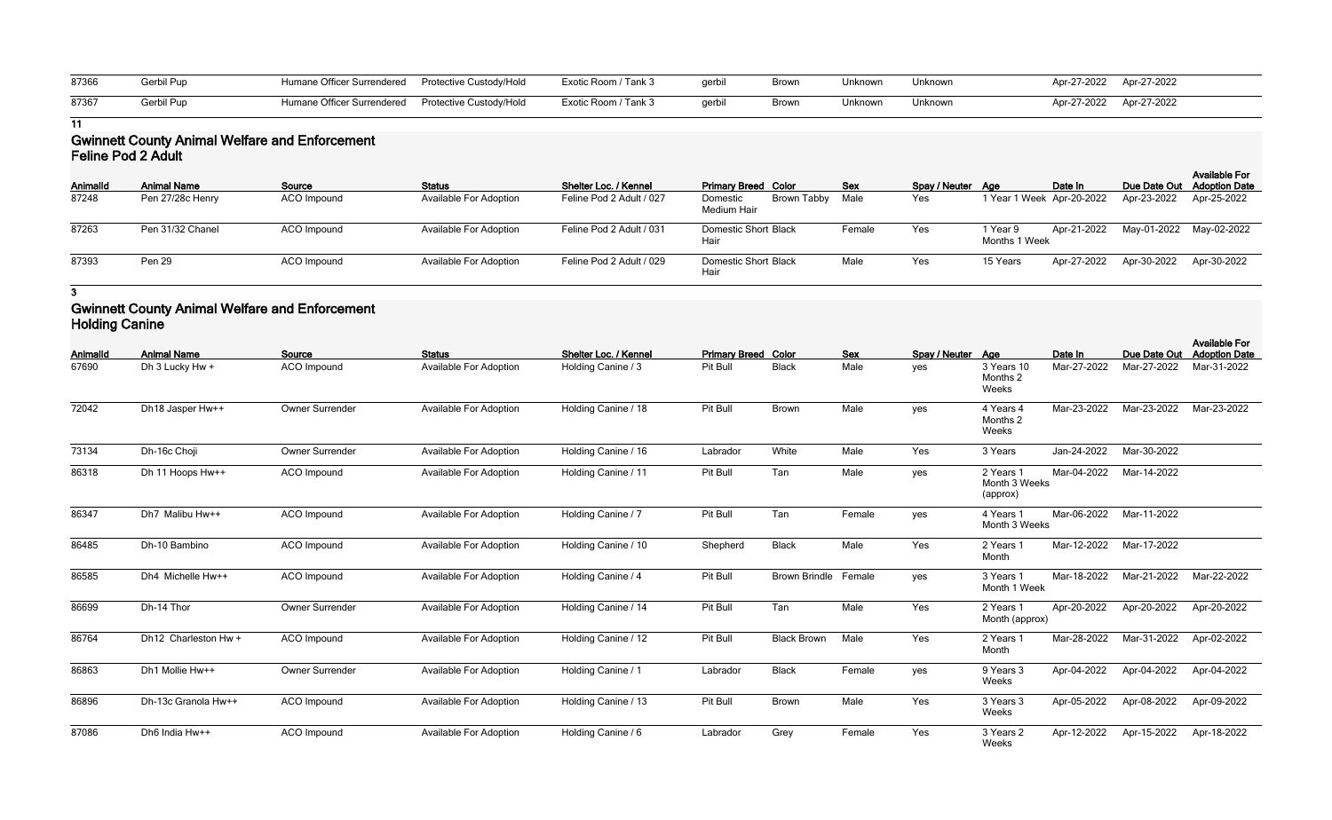| 87366 | Gerbil Pup | Humane Officer Surrendered | Protective Custody/Hold | Exotic Room / Tank 3 | gerbil | Brown | Unknown | Unknown | | Apr-27-2022 | Apr-27-2022 | |
|---|---|---|---|---|---|---|---|---|---|---|---|---|
| 87367 | Gerbil Pup | Humane Officer Surrendered | Protective Custody/Hold | Exotic Room / Tank 3 | gerbil | Brown | Unknown | Unknown | | Apr-27-2022 | Apr-27-2022 | |

**11**

## Gwinnett County Animal Welfare and Enforcement
### Feline Pod 2 Adult

| AnimalId | Animal Name | Source | Status | Shelter Loc. / Kennel | Primary Breed | Color | Sex | Spay / Neuter | Age | Date In | Due Date Out | Available For Adoption Date |
|---|---|---|---|---|---|---|---|---|---|---|---|---|
| 87248 | Pen 27/28c Henry | ACO Impound | Available For Adoption | Feline Pod 2 Adult / 027 | Domestic Medium Hair | Brown Tabby | Male | Yes | 1 Year 1 Week | Apr-20-2022 | Apr-23-2022 | Apr-25-2022 |
| 87263 | Pen 31/32 Chanel | ACO Impound | Available For Adoption | Feline Pod 2 Adult / 031 | Domestic Short Hair | Black | Female | Yes | 1 Year 9 Months 1 Week | Apr-21-2022 | May-01-2022 | May-02-2022 |
| 87393 | Pen 29 | ACO Impound | Available For Adoption | Feline Pod 2 Adult / 029 | Domestic Short Hair | Black | Male | Yes | 15 Years | Apr-27-2022 | Apr-30-2022 | Apr-30-2022 |

**3**

## Gwinnett County Animal Welfare and Enforcement
### Holding Canine

| AnimalId | Animal Name | Source | Status | Shelter Loc. / Kennel | Primary Breed | Color | Sex | Spay / Neuter | Age | Date In | Due Date Out | Available For Adoption Date |
|---|---|---|---|---|---|---|---|---|---|---|---|---|
| 67690 | Dh 3 Lucky Hw + | ACO Impound | Available For Adoption | Holding Canine / 3 | Pit Bull | Black | Male | yes | 3 Years 10 Months 2 Weeks | Mar-27-2022 | Mar-27-2022 | Mar-31-2022 |
| 72042 | Dh18 Jasper Hw++ | Owner Surrender | Available For Adoption | Holding Canine / 18 | Pit Bull | Brown | Male | yes | 4 Years 4 Months 2 Weeks | Mar-23-2022 | Mar-23-2022 | Mar-23-2022 |
| 73134 | Dh-16c Choji | Owner Surrender | Available For Adoption | Holding Canine / 16 | Labrador | White | Male | Yes | 3 Years | Jan-24-2022 | Mar-30-2022 | |
| 86318 | Dh 11 Hoops Hw++ | ACO Impound | Available For Adoption | Holding Canine / 11 | Pit Bull | Tan | Male | yes | 2 Years 1 Month 3 Weeks (approx) | Mar-04-2022 | Mar-14-2022 | |
| 86347 | Dh7 Malibu Hw++ | ACO Impound | Available For Adoption | Holding Canine / 7 | Pit Bull | Tan | Female | yes | 4 Years 1 Month 3 Weeks | Mar-06-2022 | Mar-11-2022 | |
| 86485 | Dh-10 Bambino | ACO Impound | Available For Adoption | Holding Canine / 10 | Shepherd | Black | Male | Yes | 2 Years 1 Month | Mar-12-2022 | Mar-17-2022 | |
| 86585 | Dh4 Michelle Hw++ | ACO Impound | Available For Adoption | Holding Canine / 4 | Pit Bull | Brown Brindle | Female | yes | 3 Years 1 Month 1 Week | Mar-18-2022 | Mar-21-2022 | Mar-22-2022 |
| 86699 | Dh-14 Thor | Owner Surrender | Available For Adoption | Holding Canine / 14 | Pit Bull | Tan | Male | Yes | 2 Years 1 Month (approx) | Apr-20-2022 | Apr-20-2022 | Apr-20-2022 |
| 86764 | Dh12 Charleston Hw + | ACO Impound | Available For Adoption | Holding Canine / 12 | Pit Bull | Black Brown | Male | Yes | 2 Years 1 Month | Mar-28-2022 | Mar-31-2022 | Apr-02-2022 |
| 86863 | Dh1 Mollie Hw++ | Owner Surrender | Available For Adoption | Holding Canine / 1 | Labrador | Black | Female | yes | 9 Years 3 Weeks | Apr-04-2022 | Apr-04-2022 | Apr-04-2022 |
| 86896 | Dh-13c Granola Hw++ | ACO Impound | Available For Adoption | Holding Canine / 13 | Pit Bull | Brown | Male | Yes | 3 Years 3 Weeks | Apr-05-2022 | Apr-08-2022 | Apr-09-2022 |
| 87086 | Dh6 India Hw++ | ACO Impound | Available For Adoption | Holding Canine / 6 | Labrador | Grey | Female | Yes | 3 Years 2 Weeks | Apr-12-2022 | Apr-15-2022 | Apr-18-2022 |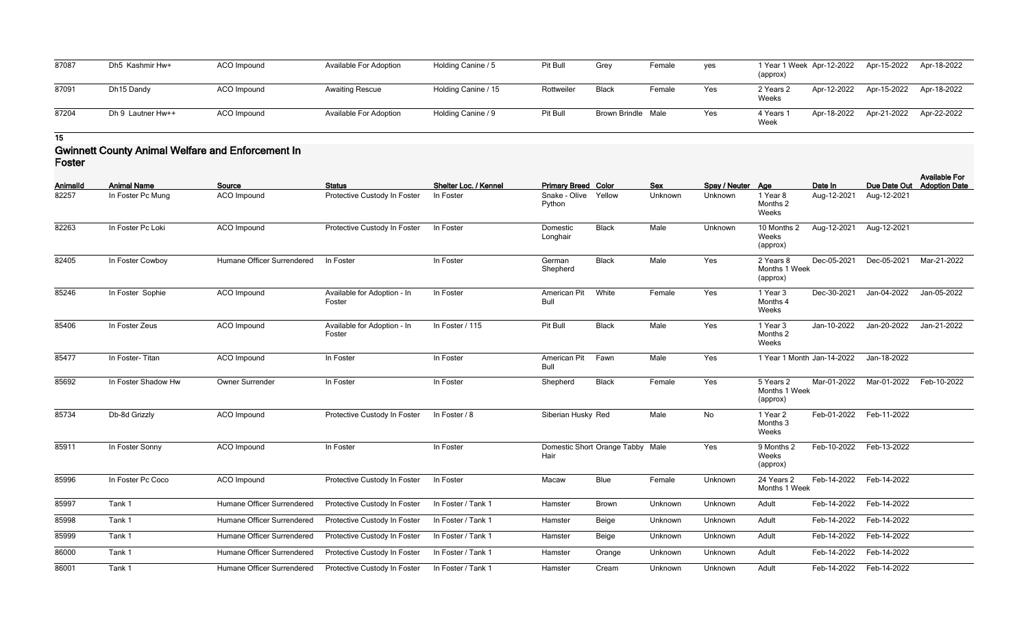| AnimalId | Animal Name | Source | Status | Shelter Loc. / Kennel | Primary Breed | Color | Sex | Spay / Neuter | Age | Date In | Due Date Out | Available For Adoption Date |
|---|---|---|---|---|---|---|---|---|---|---|---|---|
| 87087 | Dh5 Kashmir Hw+ | ACO Impound | Available For Adoption | Holding Canine / 5 | Pit Bull | Grey | Female | yes | 1 Year 1 Week (approx) | Apr-12-2022 | Apr-15-2022 | Apr-18-2022 |
| 87091 | Dh15 Dandy | ACO Impound | Awaiting Rescue | Holding Canine / 15 | Rottweiler | Black | Female | Yes | 2 Years 2 Weeks | Apr-12-2022 | Apr-15-2022 | Apr-18-2022 |
| 87204 | Dh 9 Lautner Hw++ | ACO Impound | Available For Adoption | Holding Canine / 9 | Pit Bull | Brown Brindle | Male | Yes | 4 Years 1 Week | Apr-18-2022 | Apr-21-2022 | Apr-22-2022 |

15

## Gwinnett County Animal Welfare and Enforcement In Foster

| AnimalId | Animal Name | Source | Status | Shelter Loc. / Kennel | Primary Breed | Color | Sex | Spay / Neuter | Age | Date In | Due Date Out | Available For Adoption Date |
|---|---|---|---|---|---|---|---|---|---|---|---|---|
| 82257 | In Foster Pc Mung | ACO Impound | Protective Custody In Foster | In Foster | Snake - Olive Python | Yellow | Unknown | Unknown | 1 Year 8 Months 2 Weeks | Aug-12-2021 | Aug-12-2021 | |
| 82263 | In Foster Pc Loki | ACO Impound | Protective Custody In Foster | In Foster | Domestic Longhair | Black | Male | Unknown | 10 Months 2 Weeks (approx) | Aug-12-2021 | Aug-12-2021 | |
| 82405 | In Foster Cowboy | Humane Officer Surrendered | In Foster | In Foster | German Shepherd | Black | Male | Yes | 2 Years 8 Months 1 Week (approx) | Dec-05-2021 | Dec-05-2021 | Mar-21-2022 |
| 85246 | In Foster Sophie | ACO Impound | Available for Adoption - In Foster | In Foster | American Pit Bull | White | Female | Yes | 1 Year 3 Months 4 Weeks | Dec-30-2021 | Jan-04-2022 | Jan-05-2022 |
| 85406 | In Foster Zeus | ACO Impound | Available for Adoption - In Foster | In Foster / 115 | Pit Bull | Black | Male | Yes | 1 Year 3 Months 2 Weeks | Jan-10-2022 | Jan-20-2022 | Jan-21-2022 |
| 85477 | In Foster- Titan | ACO Impound | In Foster | In Foster | American Pit Bull | Fawn | Male | Yes | 1 Year 1 Month | Jan-14-2022 | Jan-18-2022 | |
| 85692 | In Foster Shadow Hw | Owner Surrender | In Foster | In Foster | Shepherd | Black | Female | Yes | 5 Years 2 Months 1 Week (approx) | Mar-01-2022 | Mar-01-2022 | Feb-10-2022 |
| 85734 | Db-8d Grizzly | ACO Impound | Protective Custody In Foster | In Foster / 8 | Siberian Husky | Red | Male | No | 1 Year 2 Months 3 Weeks | Feb-01-2022 | Feb-11-2022 | |
| 85911 | In Foster Sonny | ACO Impound | In Foster | In Foster | Domestic Short Hair | Orange Tabby | Male | Yes | 9 Months 2 Weeks (approx) | Feb-10-2022 | Feb-13-2022 | |
| 85996 | In Foster Pc Coco | ACO Impound | Protective Custody In Foster | In Foster | Macaw | Blue | Female | Unknown | 24 Years 2 Months 1 Week | Feb-14-2022 | Feb-14-2022 | |
| 85997 | Tank 1 | Humane Officer Surrendered | Protective Custody In Foster | In Foster / Tank 1 | Hamster | Brown | Unknown | Unknown | Adult | Feb-14-2022 | Feb-14-2022 | |
| 85998 | Tank 1 | Humane Officer Surrendered | Protective Custody In Foster | In Foster / Tank 1 | Hamster | Beige | Unknown | Unknown | Adult | Feb-14-2022 | Feb-14-2022 | |
| 85999 | Tank 1 | Humane Officer Surrendered | Protective Custody In Foster | In Foster / Tank 1 | Hamster | Beige | Unknown | Unknown | Adult | Feb-14-2022 | Feb-14-2022 | |
| 86000 | Tank 1 | Humane Officer Surrendered | Protective Custody In Foster | In Foster / Tank 1 | Hamster | Orange | Unknown | Unknown | Adult | Feb-14-2022 | Feb-14-2022 | |
| 86001 | Tank 1 | Humane Officer Surrendered | Protective Custody In Foster | In Foster / Tank 1 | Hamster | Cream | Unknown | Unknown | Adult | Feb-14-2022 | Feb-14-2022 | |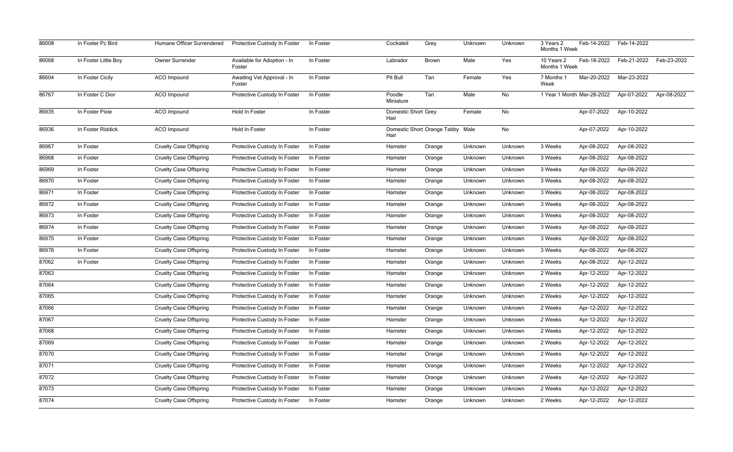| | | | | | | | | | | | | |
|---|---|---|---|---|---|---|---|---|---|---|---|---|
| 86008 | In Foster Pc Bird | Humane Officer Surrendered | Protective Custody In Foster | In Foster | Cockateil | Grey | Unknown | Unknown | 3 Years 2 Months 1 Week | Feb-14-2022 | Feb-14-2022 | |
| 86068 | In Foster Little Boy | Owner Surrender | Available for Adoption - In Foster | In Foster | Labrador | Brown | Male | Yes | 10 Years 2 Months 1 Week | Feb-18-2022 | Feb-21-2022 | Feb-23-2022 |
| 86604 | In Foster Cicily | ACO Impound | Awaiting Vet Approval - In Foster | In Foster | Pit Bull | Tan | Female | Yes | 7 Months 1 Week | Mar-20-2022 | Mar-23-2022 | |
| 86767 | In Foster C Dior | ACO Impound | Protective Custody In Foster | In Foster | Poodle Miniature | Tan | Male | No | 1 Year 1 Month | Mar-28-2022 | Apr-07-2022 | Apr-08-2022 |
| 86935 | In Foster Pixie | ACO Impound | Hold In Foster | In Foster | Domestic Short Hair | Grey | Female | No | | Apr-07-2022 | Apr-10-2022 | |
| 86936 | In Foster Riddick | ACO Impound | Hold In Foster | In Foster | Domestic Short Hair | Orange Tabby | Male | No | | Apr-07-2022 | Apr-10-2022 | |
| 86967 | In Foster | Cruelty Case Offspring | Protective Custody In Foster | In Foster | Hamster | Orange | Unknown | Unknown | 3 Weeks | Apr-08-2022 | Apr-08-2022 | |
| 86968 | In Foster | Cruelty Case Offspring | Protective Custody In Foster | In Foster | Hamster | Orange | Unknown | Unknown | 3 Weeks | Apr-08-2022 | Apr-08-2022 | |
| 86969 | In Foster | Cruelty Case Offspring | Protective Custody In Foster | In Foster | Hamster | Orange | Unknown | Unknown | 3 Weeks | Apr-08-2022 | Apr-08-2022 | |
| 86970 | In Foster | Cruelty Case Offspring | Protective Custody In Foster | In Foster | Hamster | Orange | Unknown | Unknown | 3 Weeks | Apr-08-2022 | Apr-08-2022 | |
| 86971 | In Foster | Cruelty Case Offspring | Protective Custody In Foster | In Foster | Hamster | Orange | Unknown | Unknown | 3 Weeks | Apr-08-2022 | Apr-08-2022 | |
| 86972 | In Foster | Cruelty Case Offspring | Protective Custody In Foster | In Foster | Hamster | Orange | Unknown | Unknown | 3 Weeks | Apr-08-2022 | Apr-08-2022 | |
| 86973 | In Foster | Cruelty Case Offspring | Protective Custody In Foster | In Foster | Hamster | Orange | Unknown | Unknown | 3 Weeks | Apr-08-2022 | Apr-08-2022 | |
| 86974 | In Foster | Cruelty Case Offspring | Protective Custody In Foster | In Foster | Hamster | Orange | Unknown | Unknown | 3 Weeks | Apr-08-2022 | Apr-08-2022 | |
| 86975 | In Foster | Cruelty Case Offspring | Protective Custody In Foster | In Foster | Hamster | Orange | Unknown | Unknown | 3 Weeks | Apr-08-2022 | Apr-08-2022 | |
| 86976 | In Foster | Cruelty Case Offspring | Protective Custody In Foster | In Foster | Hamster | Orange | Unknown | Unknown | 3 Weeks | Apr-08-2022 | Apr-08-2022 | |
| 87062 | In Foster | Cruelty Case Offspring | Protective Custody In Foster | In Foster | Hamster | Orange | Unknown | Unknown | 2 Weeks | Apr-08-2022 | Apr-12-2022 | |
| 87063 | | Cruelty Case Offspring | Protective Custody In Foster | In Foster | Hamster | Orange | Unknown | Unknown | 2 Weeks | Apr-12-2022 | Apr-12-2022 | |
| 87064 | | Cruelty Case Offspring | Protective Custody In Foster | In Foster | Hamster | Orange | Unknown | Unknown | 2 Weeks | Apr-12-2022 | Apr-12-2022 | |
| 87065 | | Cruelty Case Offspring | Protective Custody In Foster | In Foster | Hamster | Orange | Unknown | Unknown | 2 Weeks | Apr-12-2022 | Apr-12-2022 | |
| 87066 | | Cruelty Case Offspring | Protective Custody In Foster | In Foster | Hamster | Orange | Unknown | Unknown | 2 Weeks | Apr-12-2022 | Apr-12-2022 | |
| 87067 | | Cruelty Case Offspring | Protective Custody In Foster | In Foster | Hamster | Orange | Unknown | Unknown | 2 Weeks | Apr-12-2022 | Apr-12-2022 | |
| 87068 | | Cruelty Case Offspring | Protective Custody In Foster | In Foster | Hamster | Orange | Unknown | Unknown | 2 Weeks | Apr-12-2022 | Apr-12-2022 | |
| 87069 | | Cruelty Case Offspring | Protective Custody In Foster | In Foster | Hamster | Orange | Unknown | Unknown | 2 Weeks | Apr-12-2022 | Apr-12-2022 | |
| 87070 | | Cruelty Case Offspring | Protective Custody In Foster | In Foster | Hamster | Orange | Unknown | Unknown | 2 Weeks | Apr-12-2022 | Apr-12-2022 | |
| 87071 | | Cruelty Case Offspring | Protective Custody In Foster | In Foster | Hamster | Orange | Unknown | Unknown | 2 Weeks | Apr-12-2022 | Apr-12-2022 | |
| 87072 | | Cruelty Case Offspring | Protective Custody In Foster | In Foster | Hamster | Orange | Unknown | Unknown | 2 Weeks | Apr-12-2022 | Apr-12-2022 | |
| 87073 | | Cruelty Case Offspring | Protective Custody In Foster | In Foster | Hamster | Orange | Unknown | Unknown | 2 Weeks | Apr-12-2022 | Apr-12-2022 | |
| 87074 | | Cruelty Case Offspring | Protective Custody In Foster | In Foster | Hamster | Orange | Unknown | Unknown | 2 Weeks | Apr-12-2022 | Apr-12-2022 | |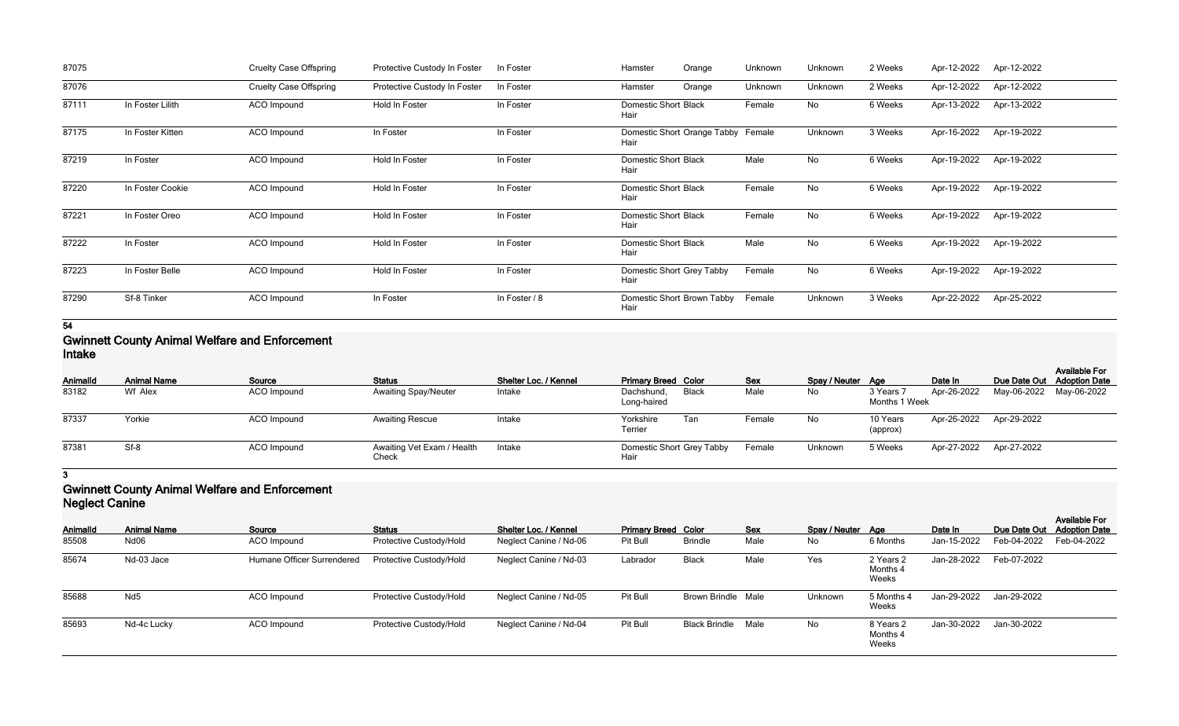| AnimalId | Animal Name | Source | Status | Shelter Loc. / Kennel | Primary Breed | Color | Sex | Spay / Neuter | Age | Date In | Due Date Out | Available For Adoption Date |
|---|---|---|---|---|---|---|---|---|---|---|---|---|
| 87075 | | Cruelty Case Offspring | Protective Custody In Foster | In Foster | Hamster | Orange | Unknown | Unknown | 2 Weeks | Apr-12-2022 | Apr-12-2022 | |
| 87076 | | Cruelty Case Offspring | Protective Custody In Foster | In Foster | Hamster | Orange | Unknown | Unknown | 2 Weeks | Apr-12-2022 | Apr-12-2022 | |
| 87111 | In Foster Lilith | ACO Impound | Hold In Foster | In Foster | Domestic Short Hair | Black | Female | No | 6 Weeks | Apr-13-2022 | Apr-13-2022 | |
| 87175 | In Foster Kitten | ACO Impound | In Foster | In Foster | Domestic Short Hair | Orange Tabby | Female | Unknown | 3 Weeks | Apr-16-2022 | Apr-19-2022 | |
| 87219 | In Foster | ACO Impound | Hold In Foster | In Foster | Domestic Short Hair | Black | Male | No | 6 Weeks | Apr-19-2022 | Apr-19-2022 | |
| 87220 | In Foster Cookie | ACO Impound | Hold In Foster | In Foster | Domestic Short Hair | Black | Female | No | 6 Weeks | Apr-19-2022 | Apr-19-2022 | |
| 87221 | In Foster Oreo | ACO Impound | Hold In Foster | In Foster | Domestic Short Hair | Black | Female | No | 6 Weeks | Apr-19-2022 | Apr-19-2022 | |
| 87222 | In Foster | ACO Impound | Hold In Foster | In Foster | Domestic Short Hair | Black | Male | No | 6 Weeks | Apr-19-2022 | Apr-19-2022 | |
| 87223 | In Foster Belle | ACO Impound | Hold In Foster | In Foster | Domestic Short Hair | Grey Tabby | Female | No | 6 Weeks | Apr-19-2022 | Apr-19-2022 | |
| 87290 | Sf-8 Tinker | ACO Impound | In Foster | In Foster / 8 | Domestic Short Hair | Brown Tabby | Female | Unknown | 3 Weeks | Apr-22-2022 | Apr-25-2022 | |

**54**

## Gwinnett County Animal Welfare and Enforcement
### Intake

| AnimalId | Animal Name | Source | Status | Shelter Loc. / Kennel | Primary Breed | Color | Sex | Spay / Neuter | Age | Date In | Due Date Out | Available For Adoption Date |
|---|---|---|---|---|---|---|---|---|---|---|---|---|
| 83182 | Wf Alex | ACO Impound | Awaiting Spay/Neuter | Intake | Dachshund, Long-haired | Black | Male | No | 3 Years 7 Months 1 Week | Apr-26-2022 | May-06-2022 | May-06-2022 |
| 87337 | Yorkie | ACO Impound | Awaiting Rescue | Intake | Yorkshire Terrier | Tan | Female | No | 10 Years (approx) | Apr-26-2022 | Apr-29-2022 | |
| 87381 | Sf-8 | ACO Impound | Awaiting Vet Exam / Health Check | Intake | Domestic Short Hair | Grey Tabby | Female | Unknown | 5 Weeks | Apr-27-2022 | Apr-27-2022 | |

**3**

## Gwinnett County Animal Welfare and Enforcement
### Neglect Canine

| AnimalId | Animal Name | Source | Status | Shelter Loc. / Kennel | Primary Breed | Color | Sex | Spay / Neuter | Age | Date In | Due Date Out | Available For Adoption Date |
|---|---|---|---|---|---|---|---|---|---|---|---|---|
| 85508 | Nd06 | ACO Impound | Protective Custody/Hold | Neglect Canine / Nd-06 | Pit Bull | Brindle | Male | No | 6 Months | Jan-15-2022 | Feb-04-2022 | Feb-04-2022 |
| 85674 | Nd-03 Jace | Humane Officer Surrendered | Protective Custody/Hold | Neglect Canine / Nd-03 | Labrador | Black | Male | Yes | 2 Years 2 Months 4 Weeks | Jan-28-2022 | Feb-07-2022 | |
| 85688 | Nd5 | ACO Impound | Protective Custody/Hold | Neglect Canine / Nd-05 | Pit Bull | Brown Brindle | Male | Unknown | 5 Months 4 Weeks | Jan-29-2022 | Jan-29-2022 | |
| 85693 | Nd-4c Lucky | ACO Impound | Protective Custody/Hold | Neglect Canine / Nd-04 | Pit Bull | Black Brindle | Male | No | 8 Years 2 Months 4 Weeks | Jan-30-2022 | Jan-30-2022 | |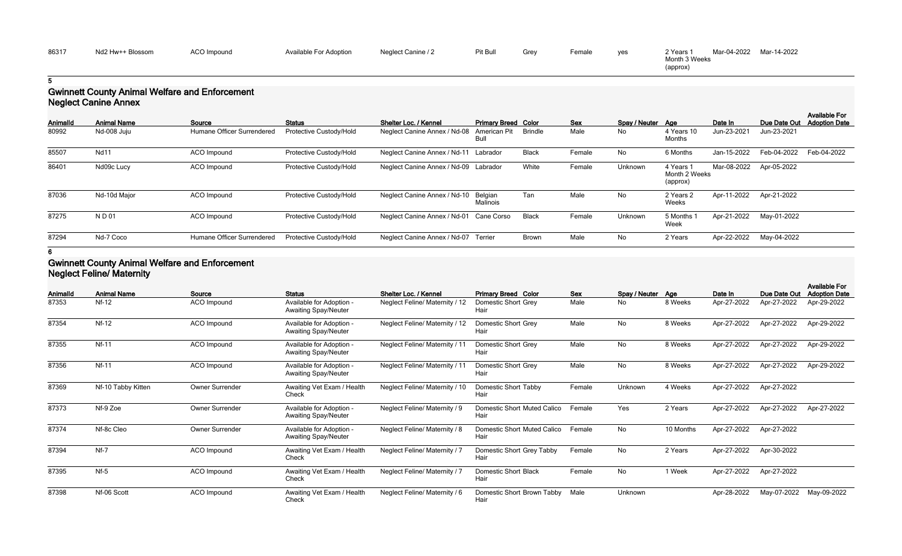| 86317 | Nd2 Hw++ Blossom | ACO Impound | Available For Adoption | Neglect Canine / 2 | Pit Bull | Grey | Female | yes | 2 Years 1 Month 3 Weeks (approx) | Mar-04-2022 | Mar-14-2022 | |
|---|---|---|---|---|---|---|---|---|---|---|---|---|

5

## Gwinnett County Animal Welfare and Enforcement
### Neglect Canine Annex

| AnimalId | Animal Name | Source | Status | Shelter Loc. / Kennel | Primary Breed | Color | Sex | Spay / Neuter | Age | Date In | Due Date Out | Available For Adoption Date |
|---|---|---|---|---|---|---|---|---|---|---|---|---|
| 80992 | Nd-008 Juju | Humane Officer Surrendered | Protective Custody/Hold | Neglect Canine Annex / Nd-08 | American Pit Bull | Brindle | Male | No | 4 Years 10 Months | Jun-23-2021 | Jun-23-2021 | |
| 85507 | Nd11 | ACO Impound | Protective Custody/Hold | Neglect Canine Annex / Nd-11 | Labrador | Black | Female | No | 6 Months | Jan-15-2022 | Feb-04-2022 | Feb-04-2022 |
| 86401 | Nd09c Lucy | ACO Impound | Protective Custody/Hold | Neglect Canine Annex / Nd-09 | Labrador | White | Female | Unknown | 4 Years 1 Month 2 Weeks (approx) | Mar-08-2022 | Apr-05-2022 | |
| 87036 | Nd-10d Major | ACO Impound | Protective Custody/Hold | Neglect Canine Annex / Nd-10 | Belgian Malinois | Tan | Male | No | 2 Years 2 Weeks | Apr-11-2022 | Apr-21-2022 | |
| 87275 | N D 01 | ACO Impound | Protective Custody/Hold | Neglect Canine Annex / Nd-01 | Cane Corso | Black | Female | Unknown | 5 Months 1 Week | Apr-21-2022 | May-01-2022 | |
| 87294 | Nd-7 Coco | Humane Officer Surrendered | Protective Custody/Hold | Neglect Canine Annex / Nd-07 | Terrier | Brown | Male | No | 2 Years | Apr-22-2022 | May-04-2022 | |

6

## Gwinnett County Animal Welfare and Enforcement
### Neglect Feline/ Maternity

| AnimalId | Animal Name | Source | Status | Shelter Loc. / Kennel | Primary Breed | Color | Sex | Spay / Neuter | Age | Date In | Due Date Out | Available For Adoption Date |
|---|---|---|---|---|---|---|---|---|---|---|---|---|
| 87353 | Nf-12 | ACO Impound | Available for Adoption - Awaiting Spay/Neuter | Neglect Feline/ Maternity / 12 | Domestic Short Hair | Grey | Male | No | 8 Weeks | Apr-27-2022 | Apr-27-2022 | Apr-29-2022 |
| 87354 | Nf-12 | ACO Impound | Available for Adoption - Awaiting Spay/Neuter | Neglect Feline/ Maternity / 12 | Domestic Short Hair | Grey | Male | No | 8 Weeks | Apr-27-2022 | Apr-27-2022 | Apr-29-2022 |
| 87355 | Nf-11 | ACO Impound | Available for Adoption - Awaiting Spay/Neuter | Neglect Feline/ Maternity / 11 | Domestic Short Hair | Grey | Male | No | 8 Weeks | Apr-27-2022 | Apr-27-2022 | Apr-29-2022 |
| 87356 | Nf-11 | ACO Impound | Available for Adoption - Awaiting Spay/Neuter | Neglect Feline/ Maternity / 11 | Domestic Short Hair | Grey | Male | No | 8 Weeks | Apr-27-2022 | Apr-27-2022 | Apr-29-2022 |
| 87369 | Nf-10 Tabby Kitten | Owner Surrender | Awaiting Vet Exam / Health Check | Neglect Feline/ Maternity / 10 | Domestic Short Hair | Tabby | Female | Unknown | 4 Weeks | Apr-27-2022 | Apr-27-2022 | |
| 87373 | Nf-9 Zoe | Owner Surrender | Available for Adoption - Awaiting Spay/Neuter | Neglect Feline/ Maternity / 9 | Domestic Short Hair | Muted Calico | Female | Yes | 2 Years | Apr-27-2022 | Apr-27-2022 | Apr-27-2022 |
| 87374 | Nf-8c Cleo | Owner Surrender | Available for Adoption - Awaiting Spay/Neuter | Neglect Feline/ Maternity / 8 | Domestic Short Hair | Muted Calico | Female | No | 10 Months | Apr-27-2022 | Apr-27-2022 | |
| 87394 | Nf-7 | ACO Impound | Awaiting Vet Exam / Health Check | Neglect Feline/ Maternity / 7 | Domestic Short Hair | Grey Tabby | Female | No | 2 Years | Apr-27-2022 | Apr-30-2022 | |
| 87395 | Nf-5 | ACO Impound | Awaiting Vet Exam / Health Check | Neglect Feline/ Maternity / 7 | Domestic Short Hair | Black | Female | No | 1 Week | Apr-27-2022 | Apr-27-2022 | |
| 87398 | Nf-06 Scott | ACO Impound | Awaiting Vet Exam / Health Check | Neglect Feline/ Maternity / 6 | Domestic Short Hair | Brown Tabby | Male | Unknown | | Apr-28-2022 | May-07-2022 | May-09-2022 |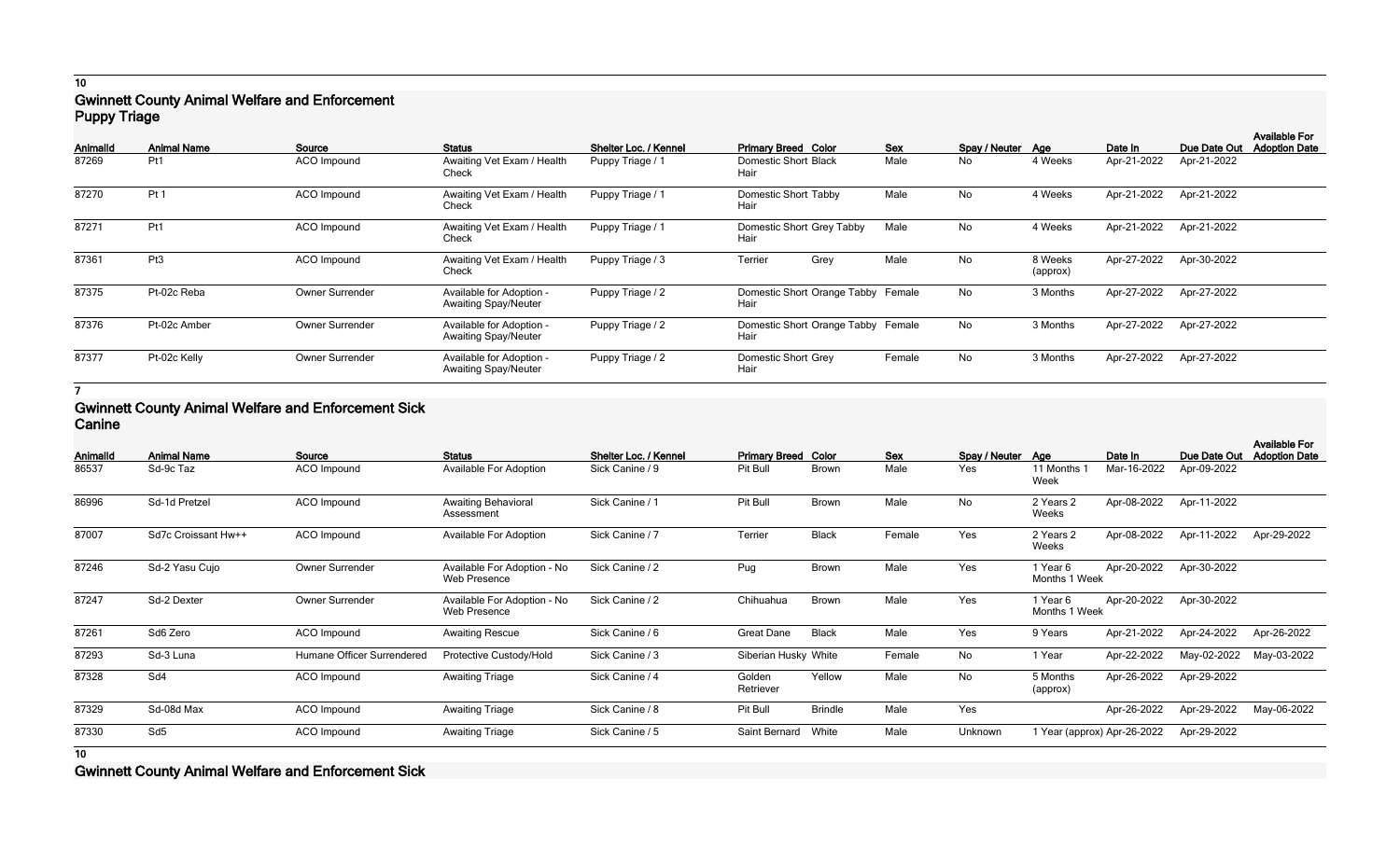10

## Gwinnett County Animal Welfare and Enforcement Puppy Triage

| AnimalId | Animal Name | Source | Status | Shelter Loc. / Kennel | Primary Breed | Color | Sex | Spay / Neuter | Age | Date In | Due Date Out | Available For Adoption Date |
|---|---|---|---|---|---|---|---|---|---|---|---|---|
| 87269 | Pt1 | ACO Impound | Awaiting Vet Exam / Health Check | Puppy Triage / 1 | Domestic Short Hair | Black | Male | No | 4 Weeks | Apr-21-2022 | Apr-21-2022 | |
| 87270 | Pt 1 | ACO Impound | Awaiting Vet Exam / Health Check | Puppy Triage / 1 | Domestic Short Hair | Tabby | Male | No | 4 Weeks | Apr-21-2022 | Apr-21-2022 | |
| 87271 | Pt1 | ACO Impound | Awaiting Vet Exam / Health Check | Puppy Triage / 1 | Domestic Short Hair | Grey Tabby | Male | No | 4 Weeks | Apr-21-2022 | Apr-21-2022 | |
| 87361 | Pt3 | ACO Impound | Awaiting Vet Exam / Health Check | Puppy Triage / 3 | Terrier | Grey | Male | No | 8 Weeks (approx) | Apr-27-2022 | Apr-30-2022 | |
| 87375 | Pt-02c Reba | Owner Surrender | Available for Adoption - Awaiting Spay/Neuter | Puppy Triage / 2 | Domestic Short Hair | Orange Tabby | Female | No | 3 Months | Apr-27-2022 | Apr-27-2022 | |
| 87376 | Pt-02c Amber | Owner Surrender | Available for Adoption - Awaiting Spay/Neuter | Puppy Triage / 2 | Domestic Short Hair | Orange Tabby | Female | No | 3 Months | Apr-27-2022 | Apr-27-2022 | |
| 87377 | Pt-02c Kelly | Owner Surrender | Available for Adoption - Awaiting Spay/Neuter | Puppy Triage / 2 | Domestic Short Hair | Grey | Female | No | 3 Months | Apr-27-2022 | Apr-27-2022 | |

7

## Gwinnett County Animal Welfare and Enforcement Sick Canine

| AnimalId | Animal Name | Source | Status | Shelter Loc. / Kennel | Primary Breed | Color | Sex | Spay / Neuter | Age | Date In | Due Date Out | Available For Adoption Date |
|---|---|---|---|---|---|---|---|---|---|---|---|---|
| 86537 | Sd-9c Taz | ACO Impound | Available For Adoption | Sick Canine / 9 | Pit Bull | Brown | Male | Yes | 11 Months 1 Week | Mar-16-2022 | Apr-09-2022 | |
| 86996 | Sd-1d Pretzel | ACO Impound | Awaiting Behavioral Assessment | Sick Canine / 1 | Pit Bull | Brown | Male | No | 2 Years 2 Weeks | Apr-08-2022 | Apr-11-2022 | |
| 87007 | Sd7c Croissant Hw++ | ACO Impound | Available For Adoption | Sick Canine / 7 | Terrier | Black | Female | Yes | 2 Years 2 Weeks | Apr-08-2022 | Apr-11-2022 | Apr-29-2022 |
| 87246 | Sd-2 Yasu Cujo | Owner Surrender | Available For Adoption - No Web Presence | Sick Canine / 2 | Pug | Brown | Male | Yes | 1 Year 6 Months 1 Week | Apr-20-2022 | Apr-30-2022 | |
| 87247 | Sd-2 Dexter | Owner Surrender | Available For Adoption - No Web Presence | Sick Canine / 2 | Chihuahua | Brown | Male | Yes | 1 Year 6 Months 1 Week | Apr-20-2022 | Apr-30-2022 | |
| 87261 | Sd6 Zero | ACO Impound | Awaiting Rescue | Sick Canine / 6 | Great Dane | Black | Male | Yes | 9 Years | Apr-21-2022 | Apr-24-2022 | Apr-26-2022 |
| 87293 | Sd-3 Luna | Humane Officer Surrendered | Protective Custody/Hold | Sick Canine / 3 | Siberian Husky | White | Female | No | 1 Year | Apr-22-2022 | May-02-2022 | May-03-2022 |
| 87328 | Sd4 | ACO Impound | Awaiting Triage | Sick Canine / 4 | Golden Retriever | Yellow | Male | No | 5 Months (approx) | Apr-26-2022 | Apr-29-2022 | |
| 87329 | Sd-08d Max | ACO Impound | Awaiting Triage | Sick Canine / 8 | Pit Bull | Brindle | Male | Yes | | Apr-26-2022 | Apr-29-2022 | May-06-2022 |
| 87330 | Sd5 | ACO Impound | Awaiting Triage | Sick Canine / 5 | Saint Bernard | White | Male | Unknown | 1 Year (approx) | Apr-26-2022 | Apr-29-2022 | |

10

## Gwinnett County Animal Welfare and Enforcement Sick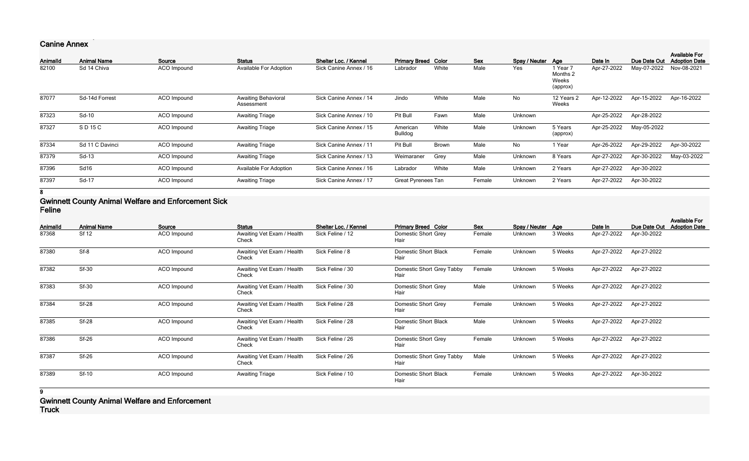## Canine Annex

| AnimalId | Animal Name | Source | Status | Shelter Loc. / Kennel | Primary Breed | Color | Sex | Spay / Neuter | Age | Date In | Due Date Out | Available For Adoption Date |
|---|---|---|---|---|---|---|---|---|---|---|---|---|
| 82100 | Sd 14 Chiva | ACO Impound | Available For Adoption | Sick Canine Annex / 16 | Labrador | White | Male | Yes | 1 Year 7 Months 2 Weeks (approx) | Apr-27-2022 | May-07-2022 | Nov-08-2021 |
| 87077 | Sd-14d Forrest | ACO Impound | Awaiting Behavioral Assessment | Sick Canine Annex / 14 | Jindo | White | Male | No | 12 Years 2 Weeks | Apr-12-2022 | Apr-15-2022 | Apr-16-2022 |
| 87323 | Sd-10 | ACO Impound | Awaiting Triage | Sick Canine Annex / 10 | Pit Bull | Fawn | Male | Unknown | | Apr-25-2022 | Apr-28-2022 | |
| 87327 | S D 15 C | ACO Impound | Awaiting Triage | Sick Canine Annex / 15 | American Bulldog | White | Male | Unknown | 5 Years (approx) | Apr-25-2022 | May-05-2022 | |
| 87334 | Sd 11 C Davinci | ACO Impound | Awaiting Triage | Sick Canine Annex / 11 | Pit Bull | Brown | Male | No | 1 Year | Apr-26-2022 | Apr-29-2022 | Apr-30-2022 |
| 87379 | Sd-13 | ACO Impound | Awaiting Triage | Sick Canine Annex / 13 | Weimaraner | Grey | Male | Unknown | 8 Years | Apr-27-2022 | Apr-30-2022 | May-03-2022 |
| 87396 | Sd16 | ACO Impound | Available For Adoption | Sick Canine Annex / 16 | Labrador | White | Male | Unknown | 2 Years | Apr-27-2022 | Apr-30-2022 | |
| 87397 | Sd-17 | ACO Impound | Awaiting Triage | Sick Canine Annex / 17 | Great Pyrenees | Tan | Female | Unknown | 2 Years | Apr-27-2022 | Apr-30-2022 | |

**8**

## Gwinnett County Animal Welfare and Enforcement Sick Feline

| AnimalId | Animal Name | Source | Status | Shelter Loc. / Kennel | Primary Breed | Color | Sex | Spay / Neuter | Age | Date In | Due Date Out | Available For Adoption Date |
|---|---|---|---|---|---|---|---|---|---|---|---|---|
| 87368 | Sf 12 | ACO Impound | Awaiting Vet Exam / Health Check | Sick Feline / 12 | Domestic Short Hair | Grey | Female | Unknown | 3 Weeks | Apr-27-2022 | Apr-30-2022 | |
| 87380 | Sf-8 | ACO Impound | Awaiting Vet Exam / Health Check | Sick Feline / 8 | Domestic Short Hair | Black | Female | Unknown | 5 Weeks | Apr-27-2022 | Apr-27-2022 | |
| 87382 | Sf-30 | ACO Impound | Awaiting Vet Exam / Health Check | Sick Feline / 30 | Domestic Short Hair | Grey Tabby | Female | Unknown | 5 Weeks | Apr-27-2022 | Apr-27-2022 | |
| 87383 | Sf-30 | ACO Impound | Awaiting Vet Exam / Health Check | Sick Feline / 30 | Domestic Short Hair | Grey | Male | Unknown | 5 Weeks | Apr-27-2022 | Apr-27-2022 | |
| 87384 | Sf-28 | ACO Impound | Awaiting Vet Exam / Health Check | Sick Feline / 28 | Domestic Short Hair | Grey | Female | Unknown | 5 Weeks | Apr-27-2022 | Apr-27-2022 | |
| 87385 | Sf-28 | ACO Impound | Awaiting Vet Exam / Health Check | Sick Feline / 28 | Domestic Short Hair | Black | Male | Unknown | 5 Weeks | Apr-27-2022 | Apr-27-2022 | |
| 87386 | Sf-26 | ACO Impound | Awaiting Vet Exam / Health Check | Sick Feline / 26 | Domestic Short Hair | Grey | Female | Unknown | 5 Weeks | Apr-27-2022 | Apr-27-2022 | |
| 87387 | Sf-26 | ACO Impound | Awaiting Vet Exam / Health Check | Sick Feline / 26 | Domestic Short Hair | Grey Tabby | Male | Unknown | 5 Weeks | Apr-27-2022 | Apr-27-2022 | |
| 87389 | Sf-10 | ACO Impound | Awaiting Triage | Sick Feline / 10 | Domestic Short Hair | Black | Female | Unknown | 5 Weeks | Apr-27-2022 | Apr-30-2022 | |

**9**

## Gwinnett County Animal Welfare and Enforcement Truck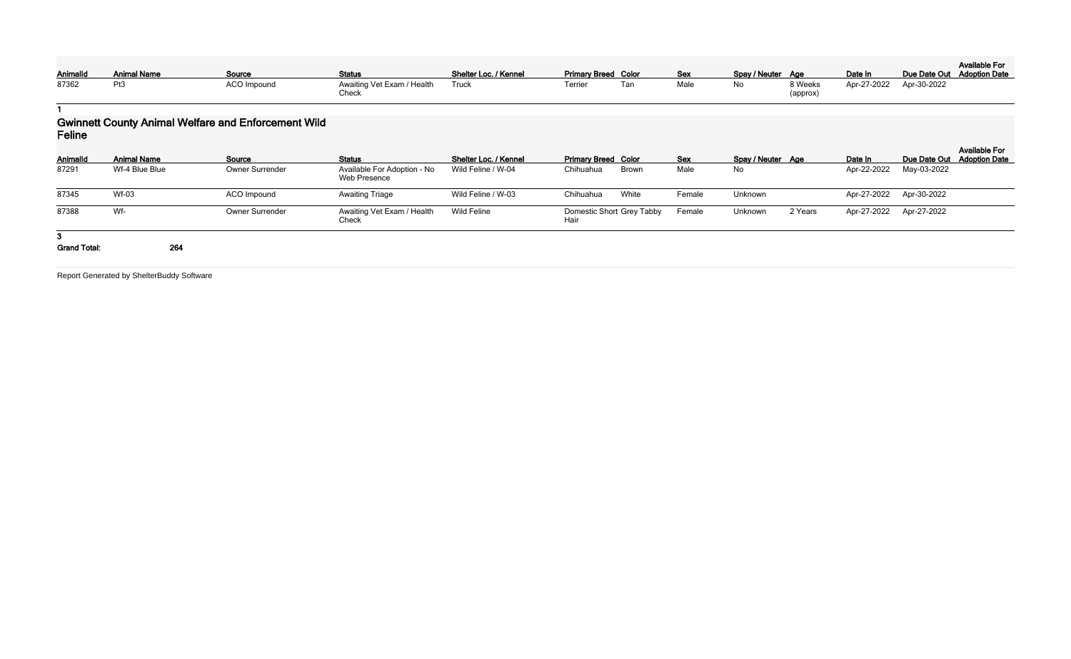| AnimalId | Animal Name | Source | Status | Shelter Loc. / Kennel | Primary Breed | Color | Sex | Spay / Neuter | Age | Date In | Due Date Out | Available For Adoption Date |
|---|---|---|---|---|---|---|---|---|---|---|---|---|
| 87362 | Pt3 | ACO Impound | Awaiting Vet Exam / Health Check | Truck | Terrier | Tan | Male | No | 8 Weeks (approx) | Apr-27-2022 | Apr-30-2022 | |

**1**

## Gwinnett County Animal Welfare and Enforcement Wild Feline

| AnimalId | Animal Name | Source | Status | Shelter Loc. / Kennel | Primary Breed | Color | Sex | Spay / Neuter | Age | Date In | Due Date Out | Available For Adoption Date |
|---|---|---|---|---|---|---|---|---|---|---|---|---|
| 87291 | Wf-4 Blue Blue | Owner Surrender | Available For Adoption - No Web Presence | Wild Feline / W-04 | Chihuahua | Brown | Male | No | | Apr-22-2022 | May-03-2022 | |
| 87345 | Wf-03 | ACO Impound | Awaiting Triage | Wild Feline / W-03 | Chihuahua | White | Female | Unknown | | Apr-27-2022 | Apr-30-2022 | |
| 87388 | Wf- | Owner Surrender | Awaiting Vet Exam / Health Check | Wild Feline | Domestic Short Hair | Grey Tabby | Female | Unknown | 2 Years | Apr-27-2022 | Apr-27-2022 | |

**3**

**Grand Total:** **264**

Report Generated by ShelterBuddy Software